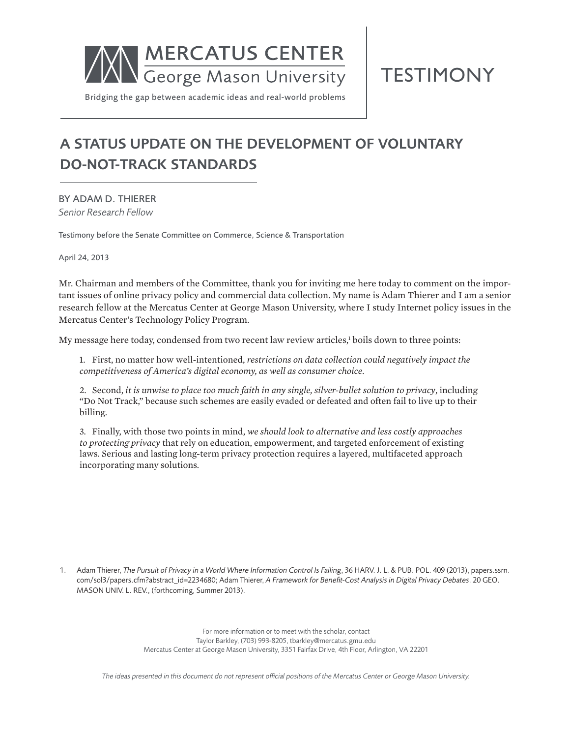MERCATUS CENTER
George Mason University

Bridging the gap between academic ideas and real-world problems

TESTIMONY

# A STATUS UPDATE ON THE DEVELOPMENT OF VOLUNTARY DO-NOT-TRACK STANDARDS

BY ADAM D. THIERER
*Senior Research Fellow*

Testimony before the Senate Committee on Commerce, Science & Transportation

April 24, 2013

Mr. Chairman and members of the Committee, thank you for inviting me here today to comment on the important issues of online privacy policy and commercial data collection. My name is Adam Thierer and I am a senior research fellow at the Mercatus Center at George Mason University, where I study Internet policy issues in the Mercatus Center's Technology Policy Program.

My message here today, condensed from two recent law review articles,[1] boils down to three points:

1. First, no matter how well-intentioned, *restrictions on data collection could negatively impact the competitiveness of America's digital economy, as well as consumer choice*.

2. Second, *it is unwise to place too much faith in any single, silver-bullet solution to privacy*, including "Do Not Track," because such schemes are easily evaded or defeated and often fail to live up to their billing.

3. Finally, with those two points in mind, *we should look to alternative and less costly approaches to protecting privacy* that rely on education, empowerment, and targeted enforcement of existing laws. Serious and lasting long-term privacy protection requires a layered, multifaceted approach incorporating many solutions.

1. Adam Thierer, *The Pursuit of Privacy in a World Where Information Control Is Failing*, 36 HARV. J. L. & PUB. POL. 409 (2013), papers.ssrn.com/sol3/papers.cfm?abstract_id=2234680; Adam Thierer, *A Framework for Benefit-Cost Analysis in Digital Privacy Debates*, 20 GEO. MASON UNIV. L. REV., (forthcoming, Summer 2013).

For more information or to meet with the scholar, contact
Taylor Barkley, (703) 993-8205, tbarkley@mercatus.gmu.edu
Mercatus Center at George Mason University, 3351 Fairfax Drive, 4th Floor, Arlington, VA 22201

*The ideas presented in this document do not represent official positions of the Mercatus Center or George Mason University.*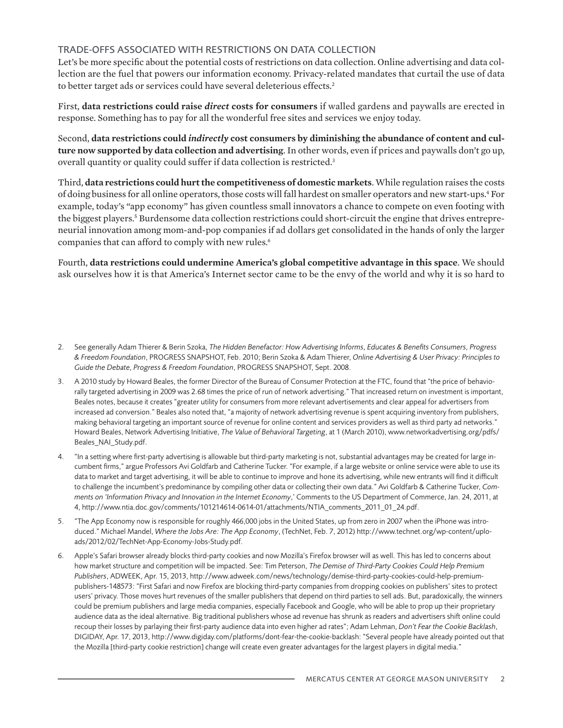## TRADE-OFFS ASSOCIATED WITH RESTRICTIONS ON DATA COLLECTION

Let's be more specific about the potential costs of restrictions on data collection. Online advertising and data collection are the fuel that powers our information economy. Privacy-related mandates that curtail the use of data to better target ads or services could have several deleterious effects.[2]

First, **data restrictions could raise *direct* costs for consumers** if walled gardens and paywalls are erected in response. Something has to pay for all the wonderful free sites and services we enjoy today.

Second, **data restrictions could *indirectly* cost consumers by diminishing the abundance of content and culture now supported by data collection and advertising**. In other words, even if prices and paywalls don't go up, overall quantity or quality could suffer if data collection is restricted.[3]

Third, **data restrictions could hurt the competitiveness of domestic markets**. While regulation raises the costs of doing business for all online operators, those costs will fall hardest on smaller operators and new start-ups.[4] For example, today's "app economy" has given countless small innovators a chance to compete on even footing with the biggest players.[5] Burdensome data collection restrictions could short-circuit the engine that drives entrepreneurial innovation among mom-and-pop companies if ad dollars get consolidated in the hands of only the larger companies that can afford to comply with new rules.[6]

Fourth, **data restrictions could undermine America's global competitive advantage in this space**. We should ask ourselves how it is that America's Internet sector came to be the envy of the world and why it is so hard to

---

2. See generally Adam Thierer & Berin Szoka, *The Hidden Benefactor: How Advertising Informs, Educates & Benefits Consumers, Progress & Freedom Foundation*, PROGRESS SNAPSHOT, Feb. 2010; Berin Szoka & Adam Thierer, *Online Advertising & User Privacy: Principles to Guide the Debate, Progress & Freedom Foundation*, PROGRESS SNAPSHOT, Sept. 2008.

3. A 2010 study by Howard Beales, the former Director of the Bureau of Consumer Protection at the FTC, found that "the price of behaviorally targeted advertising in 2009 was 2.68 times the price of run of network advertising." That increased return on investment is important, Beales notes, because it creates "greater utility for consumers from more relevant advertisements and clear appeal for advertisers from increased ad conversion." Beales also noted that, "a majority of network advertising revenue is spent acquiring inventory from publishers, making behavioral targeting an important source of revenue for online content and services providers as well as third party ad networks." Howard Beales, Network Advertising Initiative, *The Value of Behavioral Targeting*, at 1 (March 2010), www.networkadvertising.org/pdfs/Beales_NAI_Study.pdf.

4. "In a setting where first-party advertising is allowable but third-party marketing is not, substantial advantages may be created for large incumbent firms," argue Professors Avi Goldfarb and Catherine Tucker. "For example, if a large website or online service were able to use its data to market and target advertising, it will be able to continue to improve and hone its advertising, while new entrants will find it difficult to challenge the incumbent's predominance by compiling other data or collecting their own data." Avi Goldfarb & Catherine Tucker, *Comments on 'Information Privacy and Innovation in the Internet Economy*,' Comments to the US Department of Commerce, Jan. 24, 2011, at 4, http://www.ntia.doc.gov/comments/101214614-0614-01/attachments/NTIA_comments_2011_01_24.pdf.

5. "The App Economy now is responsible for roughly 466,000 jobs in the United States, up from zero in 2007 when the iPhone was introduced." Michael Mandel, *Where the Jobs Are: The App Economy*, (TechNet, Feb. 7, 2012) http://www.technet.org/wp-content/uploads/2012/02/TechNet-App-Economy-Jobs-Study.pdf.

6. Apple's Safari browser already blocks third-party cookies and now Mozilla's Firefox browser will as well. This has led to concerns about how market structure and competition will be impacted. See: Tim Peterson, *The Demise of Third-Party Cookies Could Help Premium Publishers*, ADWEEK, Apr. 15, 2013, http://www.adweek.com/news/technology/demise-third-party-cookies-could-help-premium-publishers-148573: "First Safari and now Firefox are blocking third-party companies from dropping cookies on publishers' sites to protect users' privacy. Those moves hurt revenues of the smaller publishers that depend on third parties to sell ads. But, paradoxically, the winners could be premium publishers and large media companies, especially Facebook and Google, who will be able to prop up their proprietary audience data as the ideal alternative. Big traditional publishers whose ad revenue has shrunk as readers and advertisers shift online could recoup their losses by parlaying their first-party audience data into even higher ad rates"; Adam Lehman, *Don't Fear the Cookie Backlash*, DIGIDAY, Apr. 17, 2013, http://www.digiday.com/platforms/dont-fear-the-cookie-backlash: "Several people have already pointed out that the Mozilla [third-party cookie restriction] change will create even greater advantages for the largest players in digital media."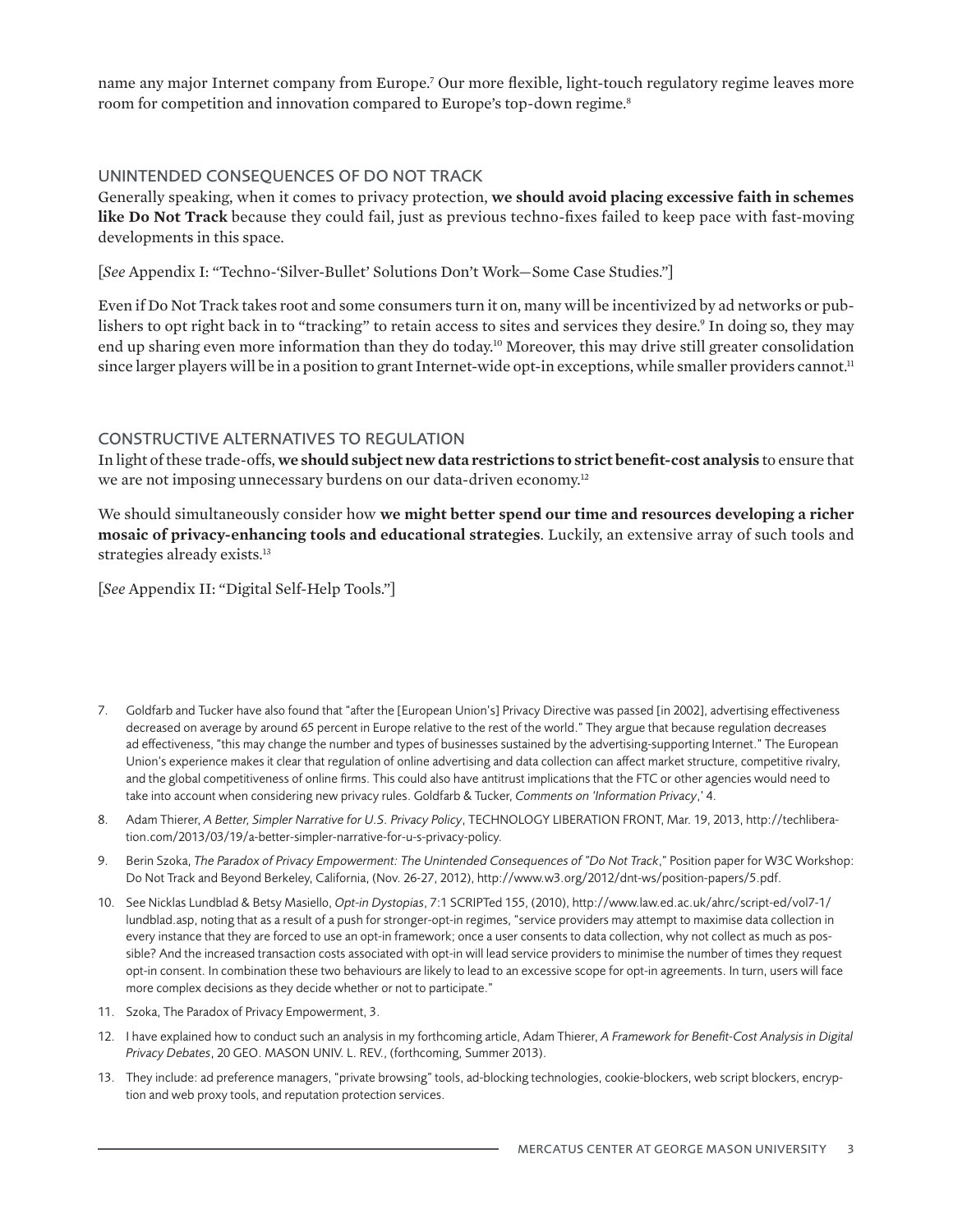name any major Internet company from Europe.[7] Our more flexible, light-touch regulatory regime leaves more room for competition and innovation compared to Europe's top-down regime.[8]

## UNINTENDED CONSEQUENCES OF DO NOT TRACK

Generally speaking, when it comes to privacy protection, **we should avoid placing excessive faith in schemes like Do Not Track** because they could fail, just as previous techno-fixes failed to keep pace with fast-moving developments in this space.

[*See* Appendix I: "Techno-'Silver-Bullet' Solutions Don't Work—Some Case Studies."]

Even if Do Not Track takes root and some consumers turn it on, many will be incentivized by ad networks or publishers to opt right back in to "tracking" to retain access to sites and services they desire.[9] In doing so, they may end up sharing even more information than they do today.[10] Moreover, this may drive still greater consolidation since larger players will be in a position to grant Internet-wide opt-in exceptions, while smaller providers cannot.[11]

## CONSTRUCTIVE ALTERNATIVES TO REGULATION

In light of these trade-offs, **we should subject new data restrictions to strict benefit-cost analysis** to ensure that we are not imposing unnecessary burdens on our data-driven economy.[12]

We should simultaneously consider how **we might better spend our time and resources developing a richer mosaic of privacy-enhancing tools and educational strategies**. Luckily, an extensive array of such tools and strategies already exists.[13]

[*See* Appendix II: "Digital Self-Help Tools."]

---

7. Goldfarb and Tucker have also found that "after the [European Union's] Privacy Directive was passed [in 2002], advertising effectiveness decreased on average by around 65 percent in Europe relative to the rest of the world." They argue that because regulation decreases ad effectiveness, "this may change the number and types of businesses sustained by the advertising-supporting Internet." The European Union's experience makes it clear that regulation of online advertising and data collection can affect market structure, competitive rivalry, and the global competitiveness of online firms. This could also have antitrust implications that the FTC or other agencies would need to take into account when considering new privacy rules. Goldfarb & Tucker, *Comments on 'Information Privacy*,' 4.

8. Adam Thierer, *A Better, Simpler Narrative for U.S. Privacy Policy*, TECHNOLOGY LIBERATION FRONT, Mar. 19, 2013, http://techliberation.com/2013/03/19/a-better-simpler-narrative-for-u-s-privacy-policy.

9. Berin Szoka, *The Paradox of Privacy Empowerment: The Unintended Consequences of "Do Not Track*," Position paper for W3C Workshop: Do Not Track and Beyond Berkeley, California, (Nov. 26-27, 2012), http://www.w3.org/2012/dnt-ws/position-papers/5.pdf.

10. See Nicklas Lundblad & Betsy Masiello, *Opt-in Dystopias*, 7:1 SCRIPTed 155, (2010), http://www.law.ed.ac.uk/ahrc/script-ed/vol7-1/lundblad.asp, noting that as a result of a push for stronger-opt-in regimes, "service providers may attempt to maximise data collection in every instance that they are forced to use an opt-in framework; once a user consents to data collection, why not collect as much as possible? And the increased transaction costs associated with opt-in will lead service providers to minimise the number of times they request opt-in consent. In combination these two behaviours are likely to lead to an excessive scope for opt-in agreements. In turn, users will face more complex decisions as they decide whether or not to participate."

11. Szoka, The Paradox of Privacy Empowerment, 3.

12. I have explained how to conduct such an analysis in my forthcoming article, Adam Thierer, *A Framework for Benefit-Cost Analysis in Digital Privacy Debates*, 20 GEO. MASON UNIV. L. REV., (forthcoming, Summer 2013).

13. They include: ad preference managers, "private browsing" tools, ad-blocking technologies, cookie-blockers, web script blockers, encryption and web proxy tools, and reputation protection services.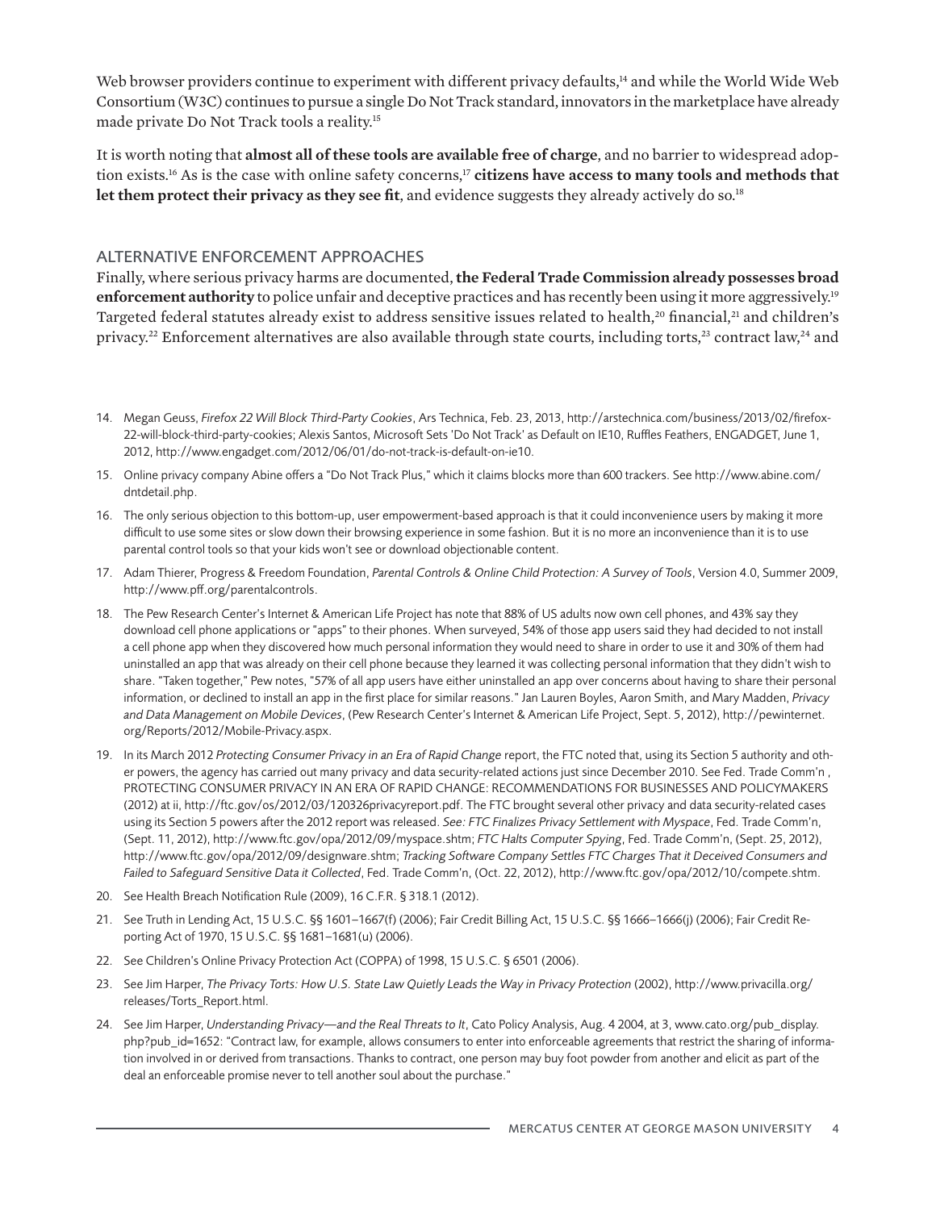Web browser providers continue to experiment with different privacy defaults,[14] and while the World Wide Web Consortium (W3C) continues to pursue a single Do Not Track standard, innovators in the marketplace have already made private Do Not Track tools a reality.[15]

It is worth noting that **almost all of these tools are available free of charge**, and no barrier to widespread adoption exists.[16] As is the case with online safety concerns,[17] **citizens have access to many tools and methods that let them protect their privacy as they see fit**, and evidence suggests they already actively do so.[18]

## ALTERNATIVE ENFORCEMENT APPROACHES

Finally, where serious privacy harms are documented, **the Federal Trade Commission already possesses broad enforcement authority** to police unfair and deceptive practices and has recently been using it more aggressively.[19] Targeted federal statutes already exist to address sensitive issues related to health,[20] financial,[21] and children's privacy.[22] Enforcement alternatives are also available through state courts, including torts,[23] contract law,[24] and

14. Megan Geuss, *Firefox 22 Will Block Third-Party Cookies*, Ars Technica, Feb. 23, 2013, http://arstechnica.com/business/2013/02/firefox-22-will-block-third-party-cookies; Alexis Santos, Microsoft Sets 'Do Not Track' as Default on IE10, Ruffles Feathers, ENGADGET, June 1, 2012, http://www.engadget.com/2012/06/01/do-not-track-is-default-on-ie10.

15. Online privacy company Abine offers a "Do Not Track Plus," which it claims blocks more than 600 trackers. See http://www.abine.com/dntdetail.php.

16. The only serious objection to this bottom-up, user empowerment-based approach is that it could inconvenience users by making it more difficult to use some sites or slow down their browsing experience in some fashion. But it is no more an inconvenience than it is to use parental control tools so that your kids won't see or download objectionable content.

17. Adam Thierer, Progress & Freedom Foundation, *Parental Controls & Online Child Protection: A Survey of Tools*, Version 4.0, Summer 2009, http://www.pff.org/parentalcontrols.

18. The Pew Research Center's Internet & American Life Project has note that 88% of US adults now own cell phones, and 43% say they download cell phone applications or "apps" to their phones. When surveyed, 54% of those app users said they had decided to not install a cell phone app when they discovered how much personal information they would need to share in order to use it and 30% of them had uninstalled an app that was already on their cell phone because they learned it was collecting personal information that they didn't wish to share. "Taken together," Pew notes, "57% of all app users have either uninstalled an app over concerns about having to share their personal information, or declined to install an app in the first place for similar reasons." Jan Lauren Boyles, Aaron Smith, and Mary Madden, *Privacy and Data Management on Mobile Devices*, (Pew Research Center's Internet & American Life Project, Sept. 5, 2012), http://pewinternet.org/Reports/2012/Mobile-Privacy.aspx.

19. In its March 2012 *Protecting Consumer Privacy in an Era of Rapid Change* report, the FTC noted that, using its Section 5 authority and other powers, the agency has carried out many privacy and data security-related actions just since December 2010. See Fed. Trade Comm'n , PROTECTING CONSUMER PRIVACY IN AN ERA OF RAPID CHANGE: RECOMMENDATIONS FOR BUSINESSES AND POLICYMAKERS (2012) at ii, http://ftc.gov/os/2012/03/120326privacyreport.pdf. The FTC brought several other privacy and data security-related cases using its Section 5 powers after the 2012 report was released. *See: FTC Finalizes Privacy Settlement with Myspace*, Fed. Trade Comm'n, (Sept. 11, 2012), http://www.ftc.gov/opa/2012/09/myspace.shtm; *FTC Halts Computer Spying*, Fed. Trade Comm'n, (Sept. 25, 2012), http://www.ftc.gov/opa/2012/09/designware.shtm; *Tracking Software Company Settles FTC Charges That it Deceived Consumers and Failed to Safeguard Sensitive Data it Collected*, Fed. Trade Comm'n, (Oct. 22, 2012), http://www.ftc.gov/opa/2012/10/compete.shtm.

20. See Health Breach Notification Rule (2009), 16 C.F.R. § 318.1 (2012).

21. See Truth in Lending Act, 15 U.S.C. §§ 1601–1667(f) (2006); Fair Credit Billing Act, 15 U.S.C. §§ 1666–1666(j) (2006); Fair Credit Reporting Act of 1970, 15 U.S.C. §§ 1681–1681(u) (2006).

22. See Children's Online Privacy Protection Act (COPPA) of 1998, 15 U.S.C. § 6501 (2006).

23. See Jim Harper, *The Privacy Torts: How U.S. State Law Quietly Leads the Way in Privacy Protection* (2002), http://www.privacilla.org/releases/Torts_Report.html.

24. See Jim Harper, *Understanding Privacy—and the Real Threats to It*, Cato Policy Analysis, Aug. 4 2004, at 3, www.cato.org/pub_display.php?pub_id=1652: "Contract law, for example, allows consumers to enter into enforceable agreements that restrict the sharing of information involved in or derived from transactions. Thanks to contract, one person may buy foot powder from another and elicit as part of the deal an enforceable promise never to tell another soul about the purchase."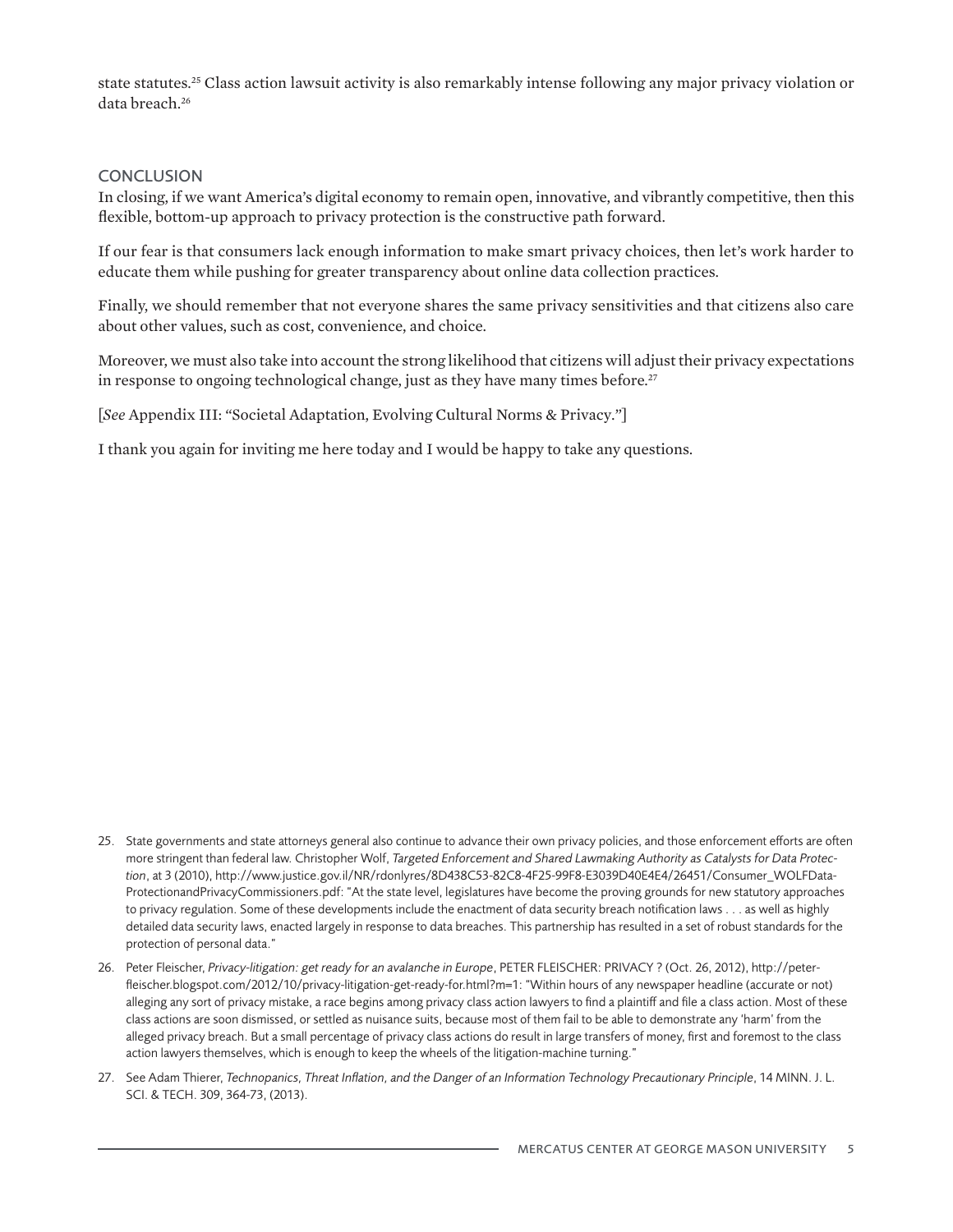state statutes.[25] Class action lawsuit activity is also remarkably intense following any major privacy violation or data breach.[26]

## CONCLUSION

In closing, if we want America's digital economy to remain open, innovative, and vibrantly competitive, then this flexible, bottom-up approach to privacy protection is the constructive path forward.

If our fear is that consumers lack enough information to make smart privacy choices, then let's work harder to educate them while pushing for greater transparency about online data collection practices.

Finally, we should remember that not everyone shares the same privacy sensitivities and that citizens also care about other values, such as cost, convenience, and choice.

Moreover, we must also take into account the strong likelihood that citizens will adjust their privacy expectations in response to ongoing technological change, just as they have many times before.[27]

[*See* Appendix III: "Societal Adaptation, Evolving Cultural Norms & Privacy."]

I thank you again for inviting me here today and I would be happy to take any questions.

---

25. State governments and state attorneys general also continue to advance their own privacy policies, and those enforcement efforts are often more stringent than federal law. Christopher Wolf, *Targeted Enforcement and Shared Lawmaking Authority as Catalysts for Data Protection*, at 3 (2010), http://www.justice.gov.il/NR/rdonlyres/8D438C53-82C8-4F25-99F8-E3039D40E4E4/26451/Consumer_WOLFDataProtectionandPrivacyCommissioners.pdf: "At the state level, legislatures have become the proving grounds for new statutory approaches to privacy regulation. Some of these developments include the enactment of data security breach notification laws . . . as well as highly detailed data security laws, enacted largely in response to data breaches. This partnership has resulted in a set of robust standards for the protection of personal data."

26. Peter Fleischer, *Privacy-litigation: get ready for an avalanche in Europe*, PETER FLEISCHER: PRIVACY ? (Oct. 26, 2012), http://peterfleischer.blogspot.com/2012/10/privacy-litigation-get-ready-for.html?m=1: "Within hours of any newspaper headline (accurate or not) alleging any sort of privacy mistake, a race begins among privacy class action lawyers to find a plaintiff and file a class action. Most of these class actions are soon dismissed, or settled as nuisance suits, because most of them fail to be able to demonstrate any 'harm' from the alleged privacy breach. But a small percentage of privacy class actions do result in large transfers of money, first and foremost to the class action lawyers themselves, which is enough to keep the wheels of the litigation-machine turning."

27. See Adam Thierer, *Technopanics, Threat Inflation, and the Danger of an Information Technology Precautionary Principle*, 14 MINN. J. L. SCI. & TECH. 309, 364-73, (2013).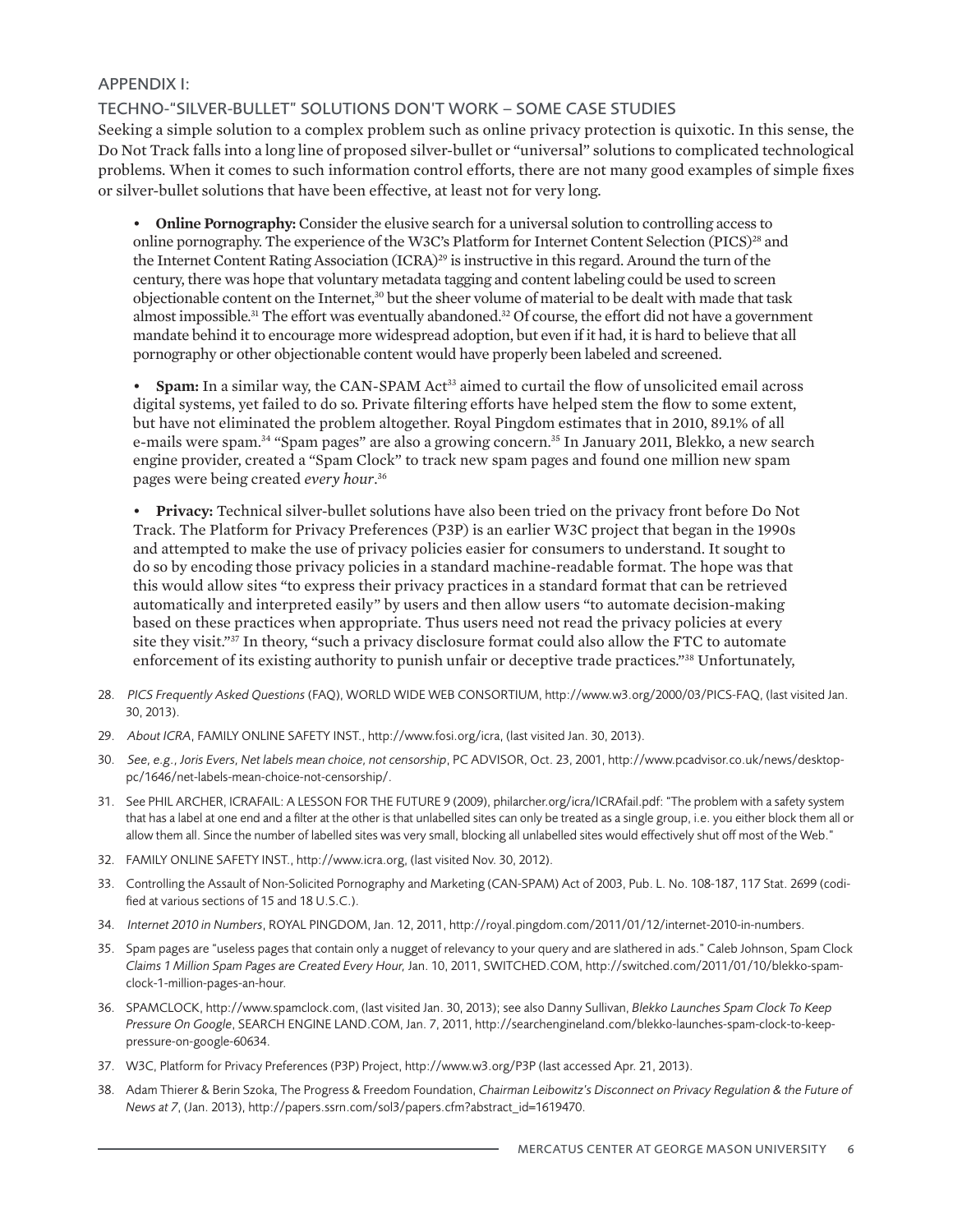## APPENDIX I:

## TECHNO-"SILVER-BULLET" SOLUTIONS DON'T WORK – SOME CASE STUDIES

Seeking a simple solution to a complex problem such as online privacy protection is quixotic. In this sense, the Do Not Track falls into a long line of proposed silver-bullet or "universal" solutions to complicated technological problems. When it comes to such information control efforts, there are not many good examples of simple fixes or silver-bullet solutions that have been effective, at least not for very long.

- **Online Pornography:** Consider the elusive search for a universal solution to controlling access to online pornography. The experience of the W3C's Platform for Internet Content Selection (PICS)[28] and the Internet Content Rating Association (ICRA)[29] is instructive in this regard. Around the turn of the century, there was hope that voluntary metadata tagging and content labeling could be used to screen objectionable content on the Internet,[30] but the sheer volume of material to be dealt with made that task almost impossible.[31] The effort was eventually abandoned.[32] Of course, the effort did not have a government mandate behind it to encourage more widespread adoption, but even if it had, it is hard to believe that all pornography or other objectionable content would have properly been labeled and screened.

- **Spam:** In a similar way, the CAN-SPAM Act[33] aimed to curtail the flow of unsolicited email across digital systems, yet failed to do so. Private filtering efforts have helped stem the flow to some extent, but have not eliminated the problem altogether. Royal Pingdom estimates that in 2010, 89.1% of all e-mails were spam.[34] "Spam pages" are also a growing concern.[35] In January 2011, Blekko, a new search engine provider, created a "Spam Clock" to track new spam pages and found one million new spam pages were being created *every hour*.[36]

- **Privacy:** Technical silver-bullet solutions have also been tried on the privacy front before Do Not Track. The Platform for Privacy Preferences (P3P) is an earlier W3C project that began in the 1990s and attempted to make the use of privacy policies easier for consumers to understand. It sought to do so by encoding those privacy policies in a standard machine-readable format. The hope was that this would allow sites "to express their privacy practices in a standard format that can be retrieved automatically and interpreted easily" by users and then allow users "to automate decision-making based on these practices when appropriate. Thus users need not read the privacy policies at every site they visit."[37] In theory, "such a privacy disclosure format could also allow the FTC to automate enforcement of its existing authority to punish unfair or deceptive trade practices."[38] Unfortunately,

---

28. *PICS Frequently Asked Questions* (FAQ), WORLD WIDE WEB CONSORTIUM, http://www.w3.org/2000/03/PICS-FAQ, (last visited Jan. 30, 2013).
29. *About ICRA*, FAMILY ONLINE SAFETY INST., http://www.fosi.org/icra, (last visited Jan. 30, 2013).
30. *See, e.g., Joris Evers, Net labels mean choice, not censorship*, PC ADVISOR, Oct. 23, 2001, http://www.pcadvisor.co.uk/news/desktop-pc/1646/net-labels-mean-choice-not-censorship/.
31. See PHIL ARCHER, ICRAFAIL: A LESSON FOR THE FUTURE 9 (2009), philarcher.org/icra/ICRAfail.pdf: "The problem with a safety system that has a label at one end and a filter at the other is that unlabelled sites can only be treated as a single group, i.e. you either block them all or allow them all. Since the number of labelled sites was very small, blocking all unlabelled sites would effectively shut off most of the Web."
32. FAMILY ONLINE SAFETY INST., http://www.icra.org, (last visited Nov. 30, 2012).
33. Controlling the Assault of Non-Solicited Pornography and Marketing (CAN-SPAM) Act of 2003, Pub. L. No. 108-187, 117 Stat. 2699 (codified at various sections of 15 and 18 U.S.C.).
34. *Internet 2010 in Numbers*, ROYAL PINGDOM, Jan. 12, 2011, http://royal.pingdom.com/2011/01/12/internet-2010-in-numbers.
35. Spam pages are "useless pages that contain only a nugget of relevancy to your query and are slathered in ads." Caleb Johnson, Spam Clock *Claims 1 Million Spam Pages are Created Every Hour,* Jan. 10, 2011, SWITCHED.COM, http://switched.com/2011/01/10/blekko-spam-clock-1-million-pages-an-hour.
36. SPAMCLOCK, http://www.spamclock.com, (last visited Jan. 30, 2013); see also Danny Sullivan, *Blekko Launches Spam Clock To Keep Pressure On Google*, SEARCH ENGINE LAND.COM, Jan. 7, 2011, http://searchengineland.com/blekko-launches-spam-clock-to-keep-pressure-on-google-60634.
37. W3C, Platform for Privacy Preferences (P3P) Project, http://www.w3.org/P3P (last accessed Apr. 21, 2013).
38. Adam Thierer & Berin Szoka, The Progress & Freedom Foundation, *Chairman Leibowitz's Disconnect on Privacy Regulation & the Future of News at 7*, (Jan. 2013), http://papers.ssrn.com/sol3/papers.cfm?abstract_id=1619470.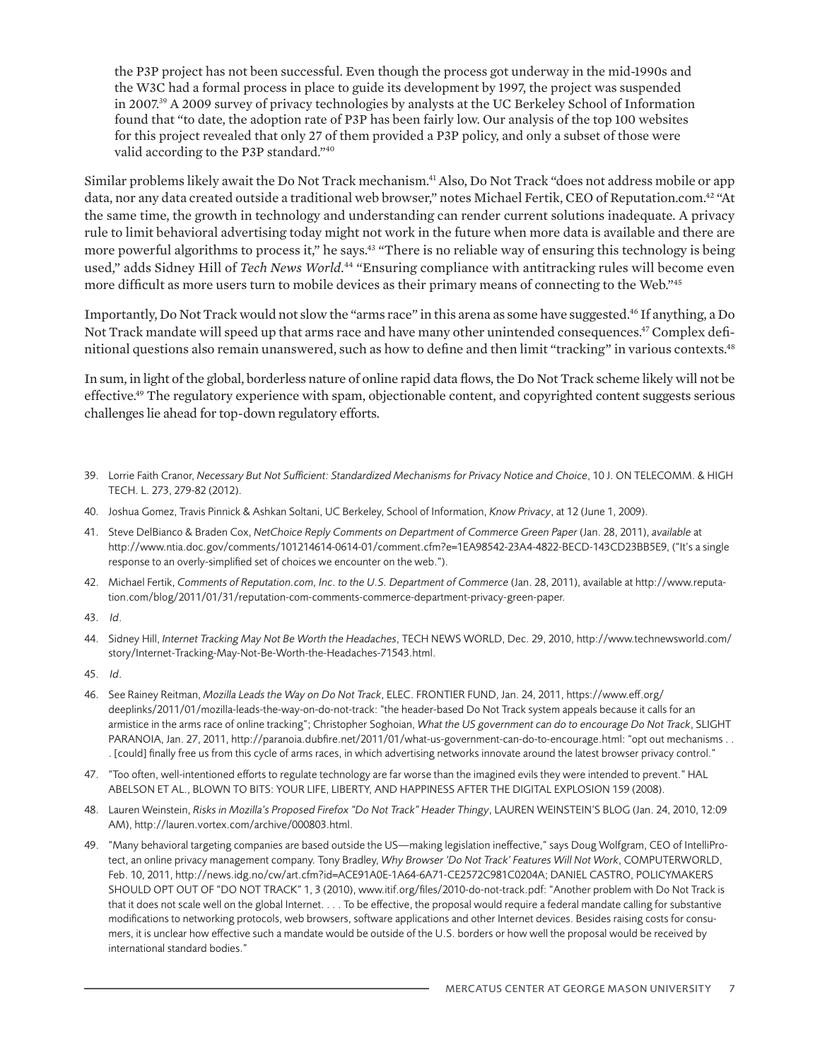> the P3P project has not been successful. Even though the process got underway in the mid-1990s and the W3C had a formal process in place to guide its development by 1997, the project was suspended in 2007.[39] A 2009 survey of privacy technologies by analysts at the UC Berkeley School of Information found that "to date, the adoption rate of P3P has been fairly low. Our analysis of the top 100 websites for this project revealed that only 27 of them provided a P3P policy, and only a subset of those were valid according to the P3P standard."[40]

Similar problems likely await the Do Not Track mechanism.[41] Also, Do Not Track "does not address mobile or app data, nor any data created outside a traditional web browser," notes Michael Fertik, CEO of Reputation.com.[42] "At the same time, the growth in technology and understanding can render current solutions inadequate. A privacy rule to limit behavioral advertising today might not work in the future when more data is available and there are more powerful algorithms to process it," he says.[43] "There is no reliable way of ensuring this technology is being used," adds Sidney Hill of *Tech News World*.[44] "Ensuring compliance with antitracking rules will become even more difficult as more users turn to mobile devices as their primary means of connecting to the Web."[45]

Importantly, Do Not Track would not slow the "arms race" in this arena as some have suggested.[46] If anything, a Do Not Track mandate will speed up that arms race and have many other unintended consequences.[47] Complex definitional questions also remain unanswered, such as how to define and then limit "tracking" in various contexts.[48]

In sum, in light of the global, borderless nature of online rapid data flows, the Do Not Track scheme likely will not be effective.[49] The regulatory experience with spam, objectionable content, and copyrighted content suggests serious challenges lie ahead for top-down regulatory efforts.

39. Lorrie Faith Cranor, *Necessary But Not Sufficient: Standardized Mechanisms for Privacy Notice and Choice*, 10 J. ON TELECOMM. & HIGH TECH. L. 273, 279-82 (2012).
40. Joshua Gomez, Travis Pinnick & Ashkan Soltani, UC Berkeley, School of Information, *Know Privacy*, at 12 (June 1, 2009).
41. Steve DelBianco & Braden Cox, *NetChoice Reply Comments on Department of Commerce Green Paper* (Jan. 28, 2011), *available* at http://www.ntia.doc.gov/comments/101214614-0614-01/comment.cfm?e=1EA98542-23A4-4822-BECD-143CD23BB5E9, ("It's a single response to an overly-simplified set of choices we encounter on the web.").
42. Michael Fertik, *Comments of Reputation.com, Inc. to the U.S. Department of Commerce* (Jan. 28, 2011), available at http://www.reputation.com/blog/2011/01/31/reputation-com-comments-commerce-department-privacy-green-paper.
43. *Id*.
44. Sidney Hill, *Internet Tracking May Not Be Worth the Headaches*, TECH NEWS WORLD, Dec. 29, 2010, http://www.technewsworld.com/story/Internet-Tracking-May-Not-Be-Worth-the-Headaches-71543.html.
45. *Id*.
46. See Rainey Reitman, *Mozilla Leads the Way on Do Not Track*, ELEC. FRONTIER FUND, Jan. 24, 2011, https://www.eff.org/deeplinks/2011/01/mozilla-leads-the-way-on-do-not-track: "the header-based Do Not Track system appeals because it calls for an armistice in the arms race of online tracking"; Christopher Soghoian, *What the US government can do to encourage Do Not Track*, SLIGHT PARANOIA, Jan. 27, 2011, http://paranoia.dubfire.net/2011/01/what-us-government-can-do-to-encourage.html: "opt out mechanisms . . . [could] finally free us from this cycle of arms races, in which advertising networks innovate around the latest browser privacy control."
47. "Too often, well-intentioned efforts to regulate technology are far worse than the imagined evils they were intended to prevent." HAL ABELSON ET AL., BLOWN TO BITS: YOUR LIFE, LIBERTY, AND HAPPINESS AFTER THE DIGITAL EXPLOSION 159 (2008).
48. Lauren Weinstein, *Risks in Mozilla's Proposed Firefox "Do Not Track" Header Thingy*, LAUREN WEINSTEIN'S BLOG (Jan. 24, 2010, 12:09 AM), http://lauren.vortex.com/archive/000803.html.
49. "Many behavioral targeting companies are based outside the US—making legislation ineffective," says Doug Wolfgram, CEO of IntelliProtect, an online privacy management company. Tony Bradley, *Why Browser 'Do Not Track' Features Will Not Work*, COMPUTERWORLD, Feb. 10, 2011, http://news.idg.no/cw/art.cfm?id=ACE91A0E-1A64-6A71-CE2572C981C0204A; DANIEL CASTRO, POLICYMAKERS SHOULD OPT OUT OF "DO NOT TRACK" 1, 3 (2010), www.itif.org/files/2010-do-not-track.pdf: "Another problem with Do Not Track is that it does not scale well on the global Internet. . . . To be effective, the proposal would require a federal mandate calling for substantive modifications to networking protocols, web browsers, software applications and other Internet devices. Besides raising costs for consumers, it is unclear how effective such a mandate would be outside of the U.S. borders or how well the proposal would be received by international standard bodies."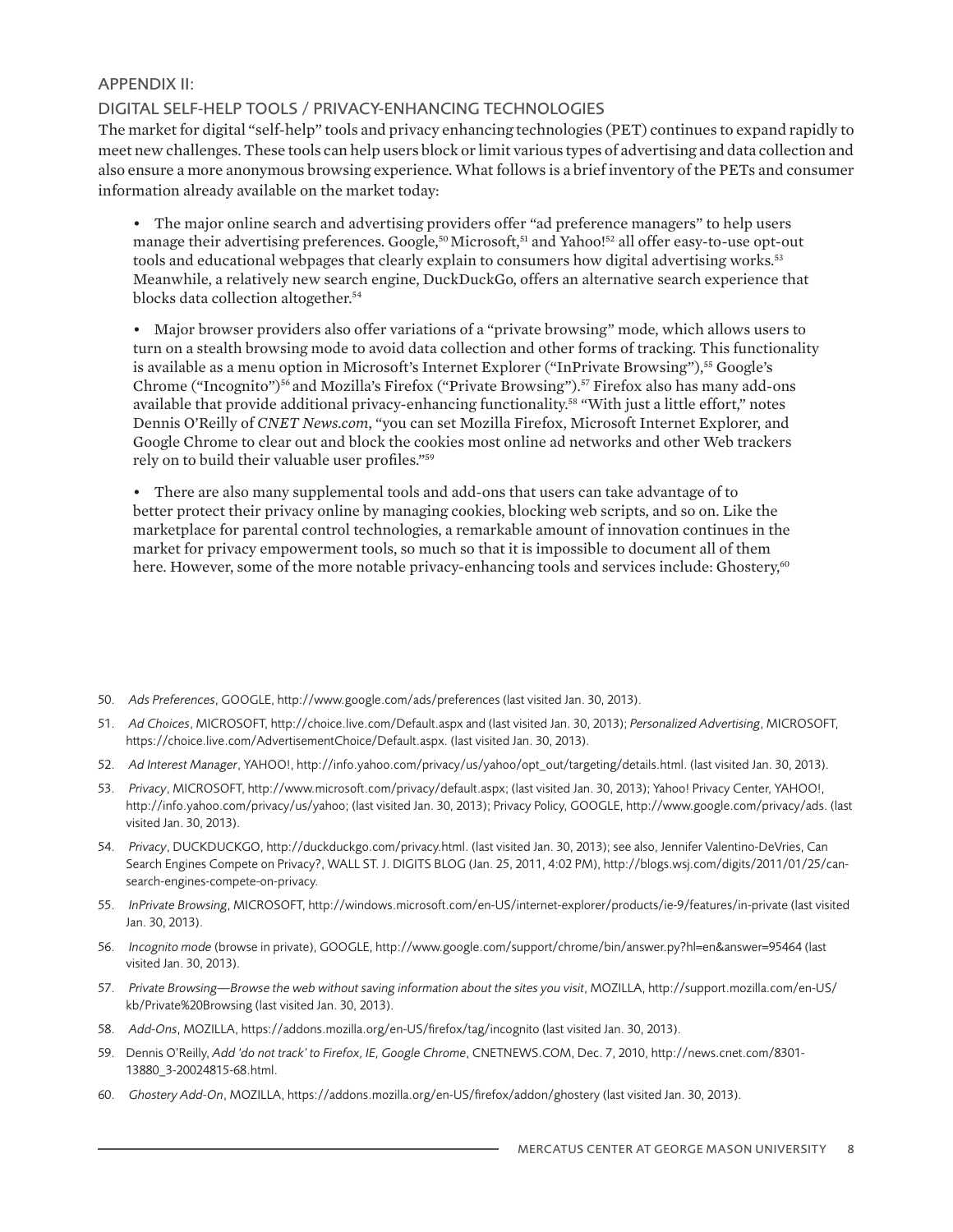## APPENDIX II:

## DIGITAL SELF-HELP TOOLS / PRIVACY-ENHANCING TECHNOLOGIES

The market for digital "self-help" tools and privacy enhancing technologies (PET) continues to expand rapidly to meet new challenges. These tools can help users block or limit various types of advertising and data collection and also ensure a more anonymous browsing experience. What follows is a brief inventory of the PETs and consumer information already available on the market today:

- The major online search and advertising providers offer "ad preference managers" to help users manage their advertising preferences. Google,[50] Microsoft,[51] and Yahoo![52] all offer easy-to-use opt-out tools and educational webpages that clearly explain to consumers how digital advertising works.[53] Meanwhile, a relatively new search engine, DuckDuckGo, offers an alternative search experience that blocks data collection altogether.[54]

- Major browser providers also offer variations of a "private browsing" mode, which allows users to turn on a stealth browsing mode to avoid data collection and other forms of tracking. This functionality is available as a menu option in Microsoft's Internet Explorer ("InPrivate Browsing"),[55] Google's Chrome ("Incognito")[56] and Mozilla's Firefox ("Private Browsing").[57] Firefox also has many add-ons available that provide additional privacy-enhancing functionality.[58] "With just a little effort," notes Dennis O'Reilly of *CNET News.com*, "you can set Mozilla Firefox, Microsoft Internet Explorer, and Google Chrome to clear out and block the cookies most online ad networks and other Web trackers rely on to build their valuable user profiles."[59]

- There are also many supplemental tools and add-ons that users can take advantage of to better protect their privacy online by managing cookies, blocking web scripts, and so on. Like the marketplace for parental control technologies, a remarkable amount of innovation continues in the market for privacy empowerment tools, so much so that it is impossible to document all of them here. However, some of the more notable privacy-enhancing tools and services include: Ghostery,[60]

---

50. *Ads Preferences*, GOOGLE, http://www.google.com/ads/preferences (last visited Jan. 30, 2013).
51. *Ad Choices*, MICROSOFT, http://choice.live.com/Default.aspx and (last visited Jan. 30, 2013); *Personalized Advertising*, MICROSOFT, https://choice.live.com/AdvertisementChoice/Default.aspx. (last visited Jan. 30, 2013).
52. *Ad Interest Manager*, YAHOO!, http://info.yahoo.com/privacy/us/yahoo/opt_out/targeting/details.html. (last visited Jan. 30, 2013).
53. *Privacy*, MICROSOFT, http://www.microsoft.com/privacy/default.aspx; (last visited Jan. 30, 2013); Yahoo! Privacy Center, YAHOO!, http://info.yahoo.com/privacy/us/yahoo; (last visited Jan. 30, 2013); Privacy Policy, GOOGLE, http://www.google.com/privacy/ads. (last visited Jan. 30, 2013).
54. *Privacy*, DUCKDUCKGO, http://duckduckgo.com/privacy.html. (last visited Jan. 30, 2013); see also, Jennifer Valentino-DeVries, Can Search Engines Compete on Privacy?, WALL ST. J. DIGITS BLOG (Jan. 25, 2011, 4:02 PM), http://blogs.wsj.com/digits/2011/01/25/can-search-engines-compete-on-privacy.
55. *InPrivate Browsing*, MICROSOFT, http://windows.microsoft.com/en-US/internet-explorer/products/ie-9/features/in-private (last visited Jan. 30, 2013).
56. *Incognito mode* (browse in private), GOOGLE, http://www.google.com/support/chrome/bin/answer.py?hl=en&answer=95464 (last visited Jan. 30, 2013).
57. *Private Browsing—Browse the web without saving information about the sites you visit*, MOZILLA, http://support.mozilla.com/en-US/kb/Private%20Browsing (last visited Jan. 30, 2013).
58. *Add-Ons*, MOZILLA, https://addons.mozilla.org/en-US/firefox/tag/incognito (last visited Jan. 30, 2013).
59. Dennis O'Reilly, *Add 'do not track' to Firefox, IE, Google Chrome*, CNETNEWS.COM, Dec. 7, 2010, http://news.cnet.com/8301-13880_3-20024815-68.html.
60. *Ghostery Add-On*, MOZILLA, https://addons.mozilla.org/en-US/firefox/addon/ghostery (last visited Jan. 30, 2013).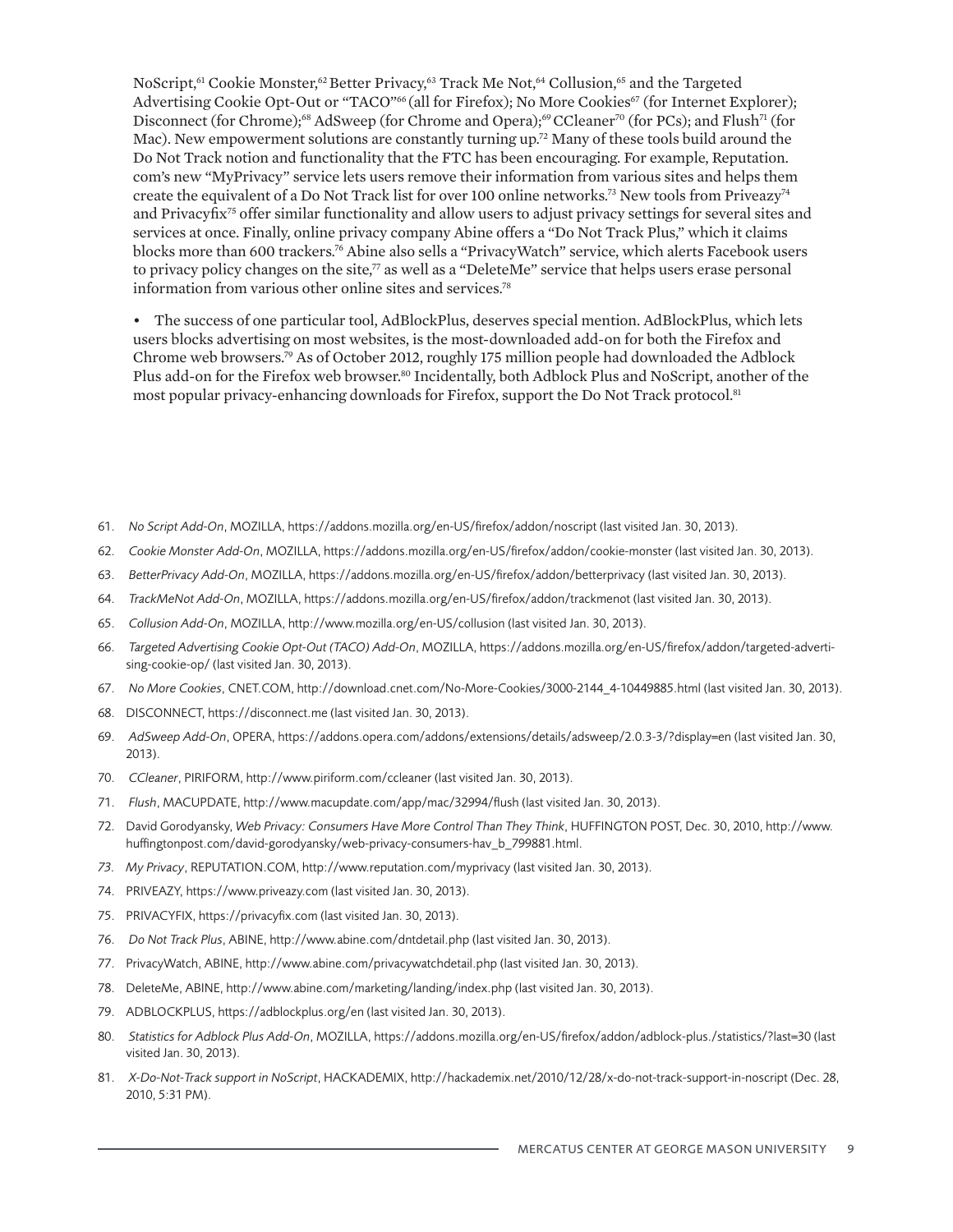NoScript,[61] Cookie Monster,[62] Better Privacy,[63] Track Me Not,[64] Collusion,[65] and the Targeted Advertising Cookie Opt-Out or "TACO"[66] (all for Firefox); No More Cookies[67] (for Internet Explorer); Disconnect (for Chrome);[68] AdSweep (for Chrome and Opera);[69] CCleaner[70] (for PCs); and Flush[71] (for Mac). New empowerment solutions are constantly turning up.[72] Many of these tools build around the Do Not Track notion and functionality that the FTC has been encouraging. For example, Reputation.com's new "MyPrivacy" service lets users remove their information from various sites and helps them create the equivalent of a Do Not Track list for over 100 online networks.[73] New tools from Priveazy[74] and Privacyfix[75] offer similar functionality and allow users to adjust privacy settings for several sites and services at once. Finally, online privacy company Abine offers a "Do Not Track Plus," which it claims blocks more than 600 trackers.[76] Abine also sells a "PrivacyWatch" service, which alerts Facebook users to privacy policy changes on the site,[77] as well as a "DeleteMe" service that helps users erase personal information from various other online sites and services.[78]

- The success of one particular tool, AdBlockPlus, deserves special mention. AdBlockPlus, which lets users blocks advertising on most websites, is the most-downloaded add-on for both the Firefox and Chrome web browsers.[79] As of October 2012, roughly 175 million people had downloaded the Adblock Plus add-on for the Firefox web browser.[80] Incidentally, both Adblock Plus and NoScript, another of the most popular privacy-enhancing downloads for Firefox, support the Do Not Track protocol.[81]

61. *No Script Add-On*, MOZILLA, https://addons.mozilla.org/en-US/firefox/addon/noscript (last visited Jan. 30, 2013).
62. *Cookie Monster Add-On*, MOZILLA, https://addons.mozilla.org/en-US/firefox/addon/cookie-monster (last visited Jan. 30, 2013).
63. *BetterPrivacy Add-On*, MOZILLA, https://addons.mozilla.org/en-US/firefox/addon/betterprivacy (last visited Jan. 30, 2013).
64. *TrackMeNot Add-On*, MOZILLA, https://addons.mozilla.org/en-US/firefox/addon/trackmenot (last visited Jan. 30, 2013).
65. *Collusion Add-On*, MOZILLA, http://www.mozilla.org/en-US/collusion (last visited Jan. 30, 2013).
66. *Targeted Advertising Cookie Opt-Out (TACO) Add-On*, MOZILLA, https://addons.mozilla.org/en-US/firefox/addon/targeted-advertising-cookie-op/ (last visited Jan. 30, 2013).
67. *No More Cookies*, CNET.COM, http://download.cnet.com/No-More-Cookies/3000-2144_4-10449885.html (last visited Jan. 30, 2013).
68. DISCONNECT, https://disconnect.me (last visited Jan. 30, 2013).
69. *AdSweep Add-On*, OPERA, https://addons.opera.com/addons/extensions/details/adsweep/2.0.3-3/?display=en (last visited Jan. 30, 2013).
70. *CCleaner*, PIRIFORM, http://www.piriform.com/ccleaner (last visited Jan. 30, 2013).
71. *Flush*, MACUPDATE, http://www.macupdate.com/app/mac/32994/flush (last visited Jan. 30, 2013).
72. David Gorodyansky, *Web Privacy: Consumers Have More Control Than They Think*, HUFFINGTON POST, Dec. 30, 2010, http://www.huffingtonpost.com/david-gorodyansky/web-privacy-consumers-hav_b_799881.html.
73. *My Privacy*, REPUTATION.COM, http://www.reputation.com/myprivacy (last visited Jan. 30, 2013).
74. PRIVEAZY, https://www.priveazy.com (last visited Jan. 30, 2013).
75. PRIVACYFIX, https://privacyfix.com (last visited Jan. 30, 2013).
76. *Do Not Track Plus*, ABINE, http://www.abine.com/dntdetail.php (last visited Jan. 30, 2013).
77. PrivacyWatch, ABINE, http://www.abine.com/privacywatchdetail.php (last visited Jan. 30, 2013).
78. DeleteMe, ABINE, http://www.abine.com/marketing/landing/index.php (last visited Jan. 30, 2013).
79. ADBLOCKPLUS, https://adblockplus.org/en (last visited Jan. 30, 2013).
80. *Statistics for Adblock Plus Add-On*, MOZILLA, https://addons.mozilla.org/en-US/firefox/addon/adblock-plus./statistics/?last=30 (last visited Jan. 30, 2013).
81. *X-Do-Not-Track support in NoScript*, HACKADEMIX, http://hackademix.net/2010/12/28/x-do-not-track-support-in-noscript (Dec. 28, 2010, 5:31 PM).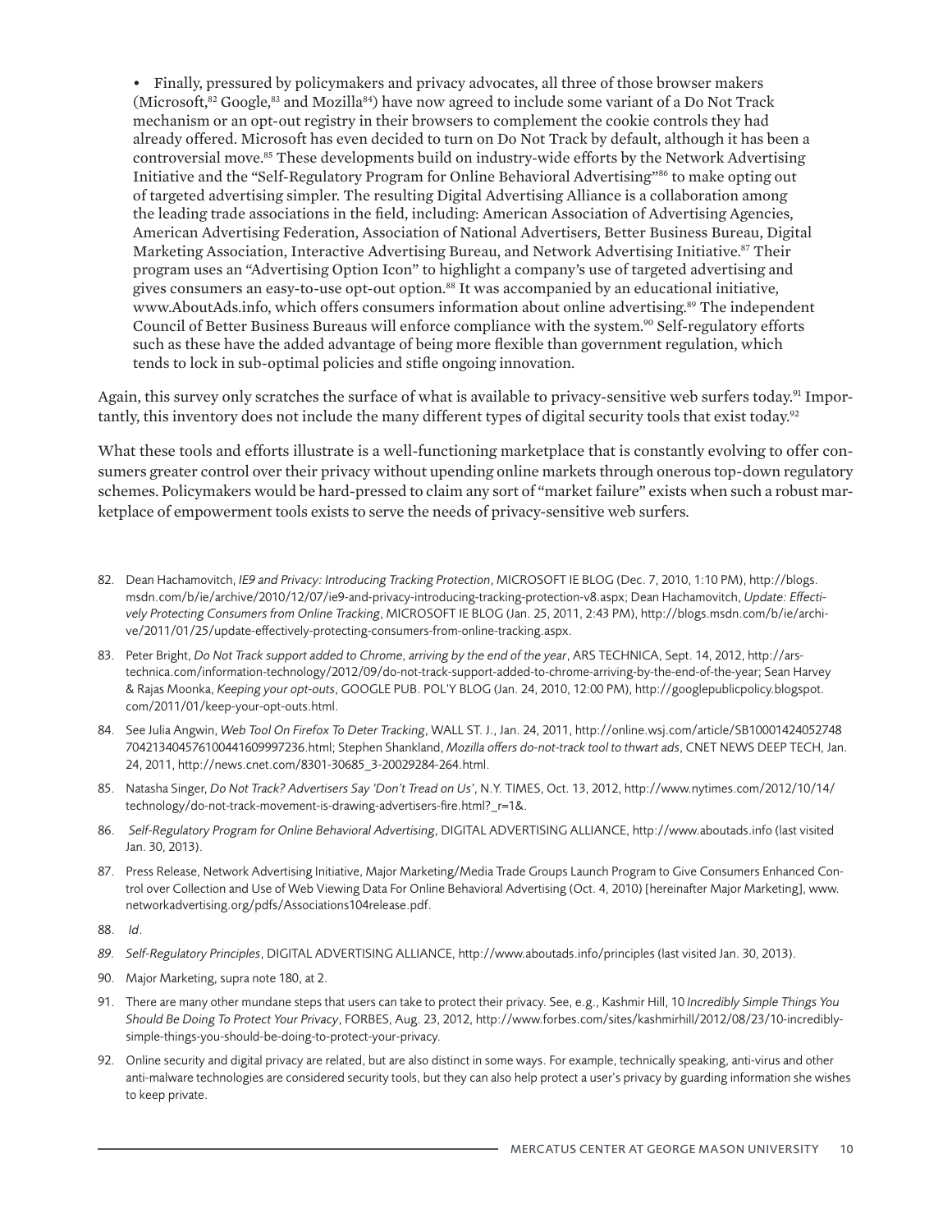- Finally, pressured by policymakers and privacy advocates, all three of those browser makers (Microsoft,[82] Google,[83] and Mozilla[84]) have now agreed to include some variant of a Do Not Track mechanism or an opt-out registry in their browsers to complement the cookie controls they had already offered. Microsoft has even decided to turn on Do Not Track by default, although it has been a controversial move.[85] These developments build on industry-wide efforts by the Network Advertising Initiative and the "Self-Regulatory Program for Online Behavioral Advertising"[86] to make opting out of targeted advertising simpler. The resulting Digital Advertising Alliance is a collaboration among the leading trade associations in the field, including: American Association of Advertising Agencies, American Advertising Federation, Association of National Advertisers, Better Business Bureau, Digital Marketing Association, Interactive Advertising Bureau, and Network Advertising Initiative.[87] Their program uses an "Advertising Option Icon" to highlight a company's use of targeted advertising and gives consumers an easy-to-use opt-out option.[88] It was accompanied by an educational initiative, www.AboutAds.info, which offers consumers information about online advertising.[89] The independent Council of Better Business Bureaus will enforce compliance with the system.[90] Self-regulatory efforts such as these have the added advantage of being more flexible than government regulation, which tends to lock in sub-optimal policies and stifle ongoing innovation.

Again, this survey only scratches the surface of what is available to privacy-sensitive web surfers today.[91] Importantly, this inventory does not include the many different types of digital security tools that exist today.[92]

What these tools and efforts illustrate is a well-functioning marketplace that is constantly evolving to offer consumers greater control over their privacy without upending online markets through onerous top-down regulatory schemes. Policymakers would be hard-pressed to claim any sort of "market failure" exists when such a robust marketplace of empowerment tools exists to serve the needs of privacy-sensitive web surfers.

82. Dean Hachamovitch, *IE9 and Privacy: Introducing Tracking Protection*, MICROSOFT IE BLOG (Dec. 7, 2010, 1:10 PM), http://blogs.msdn.com/b/ie/archive/2010/12/07/ie9-and-privacy-introducing-tracking-protection-v8.aspx; Dean Hachamovitch, *Update: Effectively Protecting Consumers from Online Tracking*, MICROSOFT IE BLOG (Jan. 25, 2011, 2:43 PM), http://blogs.msdn.com/b/ie/archive/2011/01/25/update-effectively-protecting-consumers-from-online-tracking.aspx.

83. Peter Bright, *Do Not Track support added to Chrome, arriving by the end of the year*, ARS TECHNICA, Sept. 14, 2012, http://arstechnica.com/information-technology/2012/09/do-not-track-support-added-to-chrome-arriving-by-the-end-of-the-year; Sean Harvey & Rajas Moonka, *Keeping your opt-outs*, GOOGLE PUB. POL'Y BLOG (Jan. 24, 2010, 12:00 PM), http://googlepublicpolicy.blogspot.com/2011/01/keep-your-opt-outs.html.

84. See Julia Angwin, *Web Tool On Firefox To Deter Tracking*, WALL ST. J., Jan. 24, 2011, http://online.wsj.com/article/SB10001424052748704213404576100441609997236.html; Stephen Shankland, *Mozilla offers do-not-track tool to thwart ads*, CNET NEWS DEEP TECH, Jan. 24, 2011, http://news.cnet.com/8301-30685_3-20029284-264.html.

85. Natasha Singer, *Do Not Track? Advertisers Say 'Don't Tread on Us'*, N.Y. TIMES, Oct. 13, 2012, http://www.nytimes.com/2012/10/14/technology/do-not-track-movement-is-drawing-advertisers-fire.html?_r=1&.

86. *Self-Regulatory Program for Online Behavioral Advertising*, DIGITAL ADVERTISING ALLIANCE, http://www.aboutads.info (last visited Jan. 30, 2013).

87. Press Release, Network Advertising Initiative, Major Marketing/Media Trade Groups Launch Program to Give Consumers Enhanced Control over Collection and Use of Web Viewing Data For Online Behavioral Advertising (Oct. 4, 2010) [hereinafter Major Marketing], www.networkadvertising.org/pdfs/Associations104release.pdf.

88. *Id*.

89. *Self-Regulatory Principles*, DIGITAL ADVERTISING ALLIANCE, http://www.aboutads.info/principles (last visited Jan. 30, 2013).

90. Major Marketing, supra note 180, at 2.

91. There are many other mundane steps that users can take to protect their privacy. See, e.g., Kashmir Hill, 10 *Incredibly Simple Things You Should Be Doing To Protect Your Privacy*, FORBES, Aug. 23, 2012, http://www.forbes.com/sites/kashmirhill/2012/08/23/10-incredibly-simple-things-you-should-be-doing-to-protect-your-privacy.

92. Online security and digital privacy are related, but are also distinct in some ways. For example, technically speaking, anti-virus and other anti-malware technologies are considered security tools, but they can also help protect a user's privacy by guarding information she wishes to keep private.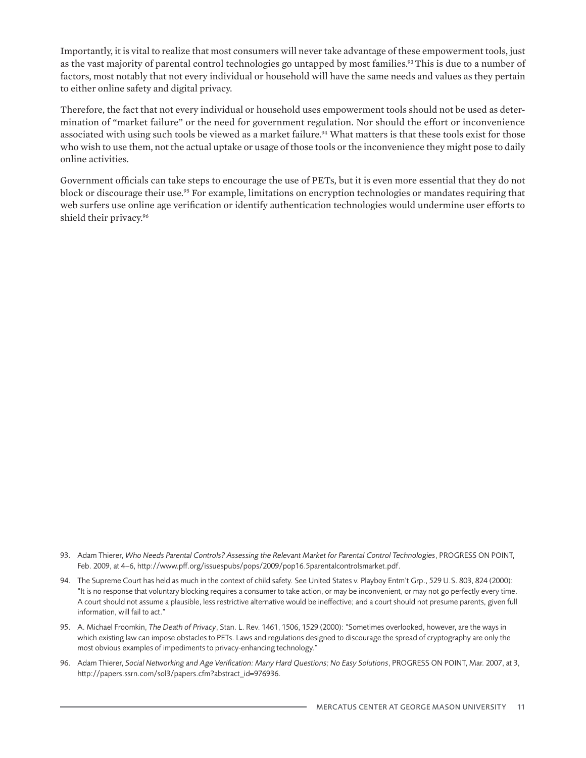Importantly, it is vital to realize that most consumers will never take advantage of these empowerment tools, just as the vast majority of parental control technologies go untapped by most families.[93] This is due to a number of factors, most notably that not every individual or household will have the same needs and values as they pertain to either online safety and digital privacy.

Therefore, the fact that not every individual or household uses empowerment tools should not be used as determination of "market failure" or the need for government regulation. Nor should the effort or inconvenience associated with using such tools be viewed as a market failure.[94] What matters is that these tools exist for those who wish to use them, not the actual uptake or usage of those tools or the inconvenience they might pose to daily online activities.

Government officials can take steps to encourage the use of PETs, but it is even more essential that they do not block or discourage their use.[95] For example, limitations on encryption technologies or mandates requiring that web surfers use online age verification or identify authentication technologies would undermine user efforts to shield their privacy.[96]

93. Adam Thierer, *Who Needs Parental Controls? Assessing the Relevant Market for Parental Control Technologies*, PROGRESS ON POINT, Feb. 2009, at 4–6, http://www.pff.org/issuespubs/pops/2009/pop16.5parentalcontrolsmarket.pdf.

94. The Supreme Court has held as much in the context of child safety. See United States v. Playboy Entm't Grp., 529 U.S. 803, 824 (2000): "It is no response that voluntary blocking requires a consumer to take action, or may be inconvenient, or may not go perfectly every time. A court should not assume a plausible, less restrictive alternative would be ineffective; and a court should not presume parents, given full information, will fail to act."

95. A. Michael Froomkin, *The Death of Privacy*, Stan. L. Rev. 1461, 1506, 1529 (2000): "Sometimes overlooked, however, are the ways in which existing law can impose obstacles to PETs. Laws and regulations designed to discourage the spread of cryptography are only the most obvious examples of impediments to privacy-enhancing technology."

96. Adam Thierer, *Social Networking and Age Verification: Many Hard Questions; No Easy Solutions*, PROGRESS ON POINT, Mar. 2007, at 3, http://papers.ssrn.com/sol3/papers.cfm?abstract_id=976936.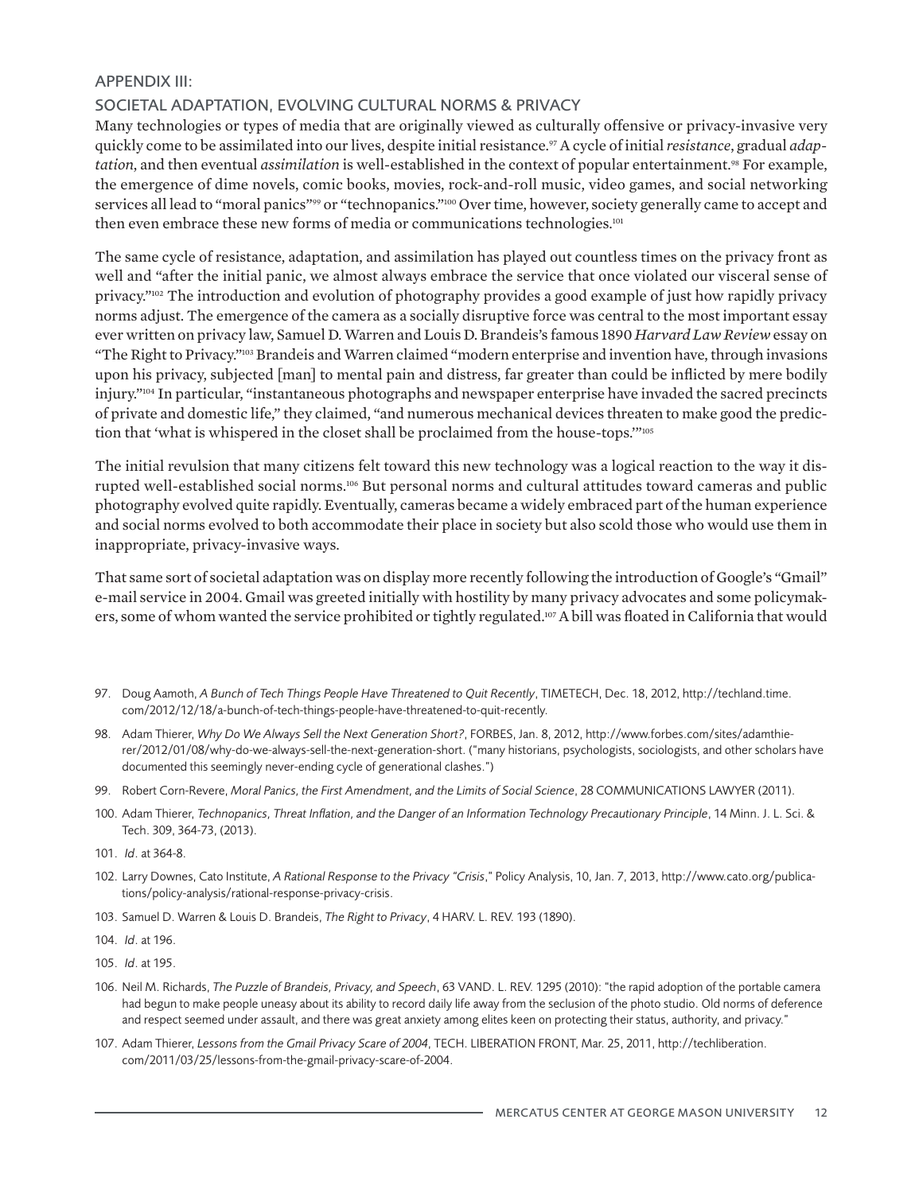## APPENDIX III:

## SOCIETAL ADAPTATION, EVOLVING CULTURAL NORMS & PRIVACY

Many technologies or types of media that are originally viewed as culturally offensive or privacy-invasive very quickly come to be assimilated into our lives, despite initial resistance.[97] A cycle of initial *resistance*, gradual *adaptation*, and then eventual *assimilation* is well-established in the context of popular entertainment.[98] For example, the emergence of dime novels, comic books, movies, rock-and-roll music, video games, and social networking services all lead to "moral panics"[99] or "technopanics."[100] Over time, however, society generally came to accept and then even embrace these new forms of media or communications technologies.[101]

The same cycle of resistance, adaptation, and assimilation has played out countless times on the privacy front as well and "after the initial panic, we almost always embrace the service that once violated our visceral sense of privacy."[102] The introduction and evolution of photography provides a good example of just how rapidly privacy norms adjust. The emergence of the camera as a socially disruptive force was central to the most important essay ever written on privacy law, Samuel D. Warren and Louis D. Brandeis's famous 1890 *Harvard Law Review* essay on "The Right to Privacy."[103] Brandeis and Warren claimed "modern enterprise and invention have, through invasions upon his privacy, subjected [man] to mental pain and distress, far greater than could be inflicted by mere bodily injury."[104] In particular, "instantaneous photographs and newspaper enterprise have invaded the sacred precincts of private and domestic life," they claimed, "and numerous mechanical devices threaten to make good the prediction that 'what is whispered in the closet shall be proclaimed from the house-tops.'"[105]

The initial revulsion that many citizens felt toward this new technology was a logical reaction to the way it disrupted well-established social norms.[106] But personal norms and cultural attitudes toward cameras and public photography evolved quite rapidly. Eventually, cameras became a widely embraced part of the human experience and social norms evolved to both accommodate their place in society but also scold those who would use them in inappropriate, privacy-invasive ways.

That same sort of societal adaptation was on display more recently following the introduction of Google's "Gmail" e-mail service in 2004. Gmail was greeted initially with hostility by many privacy advocates and some policymakers, some of whom wanted the service prohibited or tightly regulated.[107] A bill was floated in California that would

97. Doug Aamoth, *A Bunch of Tech Things People Have Threatened to Quit Recently*, TIMETECH, Dec. 18, 2012, http://techland.time.com/2012/12/18/a-bunch-of-tech-things-people-have-threatened-to-quit-recently.

98. Adam Thierer, *Why Do We Always Sell the Next Generation Short?*, FORBES, Jan. 8, 2012, http://www.forbes.com/sites/adamthierer/2012/01/08/why-do-we-always-sell-the-next-generation-short. ("many historians, psychologists, sociologists, and other scholars have documented this seemingly never-ending cycle of generational clashes.")

99. Robert Corn-Revere, *Moral Panics, the First Amendment, and the Limits of Social Science*, 28 COMMUNICATIONS LAWYER (2011).

100. Adam Thierer, *Technopanics, Threat Inflation, and the Danger of an Information Technology Precautionary Principle*, 14 Minn. J. L. Sci. & Tech. 309, 364-73, (2013).

101. *Id*. at 364-8.

102. Larry Downes, Cato Institute, *A Rational Response to the Privacy "Crisis*," Policy Analysis, 10, Jan. 7, 2013, http://www.cato.org/publications/policy-analysis/rational-response-privacy-crisis.

103. Samuel D. Warren & Louis D. Brandeis, *The Right to Privacy*, 4 HARV. L. REV. 193 (1890).

104. *Id*. at 196.

105. *Id*. at 195.

106. Neil M. Richards, *The Puzzle of Brandeis, Privacy, and Speech*, 63 VAND. L. REV. 1295 (2010): "the rapid adoption of the portable camera had begun to make people uneasy about its ability to record daily life away from the seclusion of the photo studio. Old norms of deference and respect seemed under assault, and there was great anxiety among elites keen on protecting their status, authority, and privacy."

107. Adam Thierer, *Lessons from the Gmail Privacy Scare of 2004*, TECH. LIBERATION FRONT, Mar. 25, 2011, http://techliberation.com/2011/03/25/lessons-from-the-gmail-privacy-scare-of-2004.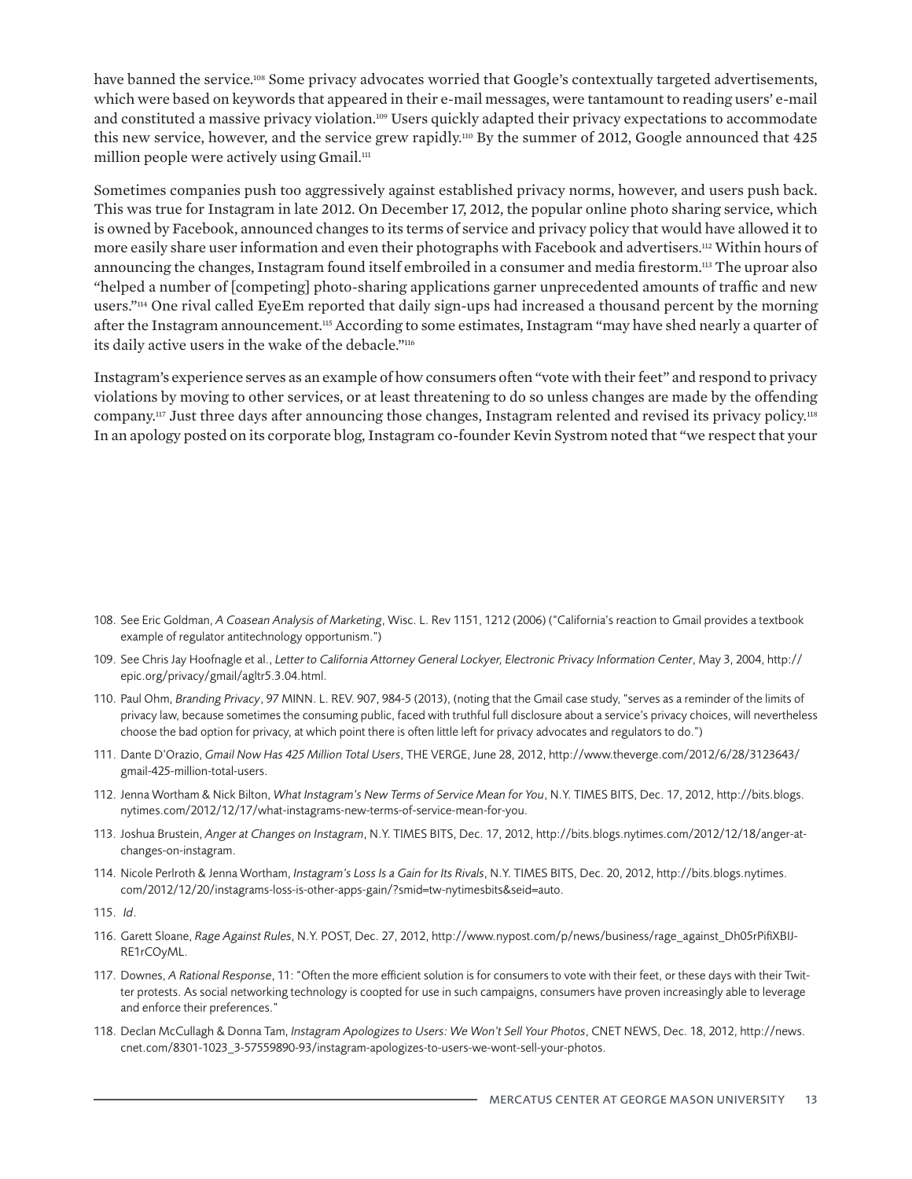have banned the service.[108] Some privacy advocates worried that Google's contextually targeted advertisements, which were based on keywords that appeared in their e-mail messages, were tantamount to reading users' e-mail and constituted a massive privacy violation.[109] Users quickly adapted their privacy expectations to accommodate this new service, however, and the service grew rapidly.[110] By the summer of 2012, Google announced that 425 million people were actively using Gmail.[111]

Sometimes companies push too aggressively against established privacy norms, however, and users push back. This was true for Instagram in late 2012. On December 17, 2012, the popular online photo sharing service, which is owned by Facebook, announced changes to its terms of service and privacy policy that would have allowed it to more easily share user information and even their photographs with Facebook and advertisers.[112] Within hours of announcing the changes, Instagram found itself embroiled in a consumer and media firestorm.[113] The uproar also "helped a number of [competing] photo-sharing applications garner unprecedented amounts of traffic and new users."[114] One rival called EyeEm reported that daily sign-ups had increased a thousand percent by the morning after the Instagram announcement.[115] According to some estimates, Instagram "may have shed nearly a quarter of its daily active users in the wake of the debacle."[116]

Instagram's experience serves as an example of how consumers often "vote with their feet" and respond to privacy violations by moving to other services, or at least threatening to do so unless changes are made by the offending company.[117] Just three days after announcing those changes, Instagram relented and revised its privacy policy.[118] In an apology posted on its corporate blog, Instagram co-founder Kevin Systrom noted that "we respect that your

---

108. See Eric Goldman, *A Coasean Analysis of Marketing*, Wisc. L. Rev 1151, 1212 (2006) ("California's reaction to Gmail provides a textbook example of regulator antitechnology opportunism.")

109. See Chris Jay Hoofnagle et al., *Letter to California Attorney General Lockyer, Electronic Privacy Information Center*, May 3, 2004, http://epic.org/privacy/gmail/agltr5.3.04.html.

110. Paul Ohm, *Branding Privacy*, 97 MINN. L. REV. 907, 984-5 (2013), (noting that the Gmail case study, "serves as a reminder of the limits of privacy law, because sometimes the consuming public, faced with truthful full disclosure about a service's privacy choices, will nevertheless choose the bad option for privacy, at which point there is often little left for privacy advocates and regulators to do.")

111. Dante D'Orazio, *Gmail Now Has 425 Million Total Users*, THE VERGE, June 28, 2012, http://www.theverge.com/2012/6/28/3123643/gmail-425-million-total-users.

112. Jenna Wortham & Nick Bilton, *What Instagram's New Terms of Service Mean for You*, N.Y. TIMES BITS, Dec. 17, 2012, http://bits.blogs.nytimes.com/2012/12/17/what-instagrams-new-terms-of-service-mean-for-you.

113. Joshua Brustein, *Anger at Changes on Instagram*, N.Y. TIMES BITS, Dec. 17, 2012, http://bits.blogs.nytimes.com/2012/12/18/anger-at-changes-on-instagram.

114. Nicole Perlroth & Jenna Wortham, *Instagram's Loss Is a Gain for Its Rivals*, N.Y. TIMES BITS, Dec. 20, 2012, http://bits.blogs.nytimes.com/2012/12/20/instagrams-loss-is-other-apps-gain/?smid=tw-nytimesbits&seid=auto.

115. *Id*.

116. Garett Sloane, *Rage Against Rules*, N.Y. POST, Dec. 27, 2012, http://www.nypost.com/p/news/business/rage_against_Dh05rPifiXBIJ-RE1rCOyML.

117. Downes, *A Rational Response*, 11: "Often the more efficient solution is for consumers to vote with their feet, or these days with their Twitter protests. As social networking technology is coopted for use in such campaigns, consumers have proven increasingly able to leverage and enforce their preferences."

118. Declan McCullagh & Donna Tam, *Instagram Apologizes to Users: We Won't Sell Your Photos*, CNET NEWS, Dec. 18, 2012, http://news.cnet.com/8301-1023_3-57559890-93/instagram-apologizes-to-users-we-wont-sell-your-photos.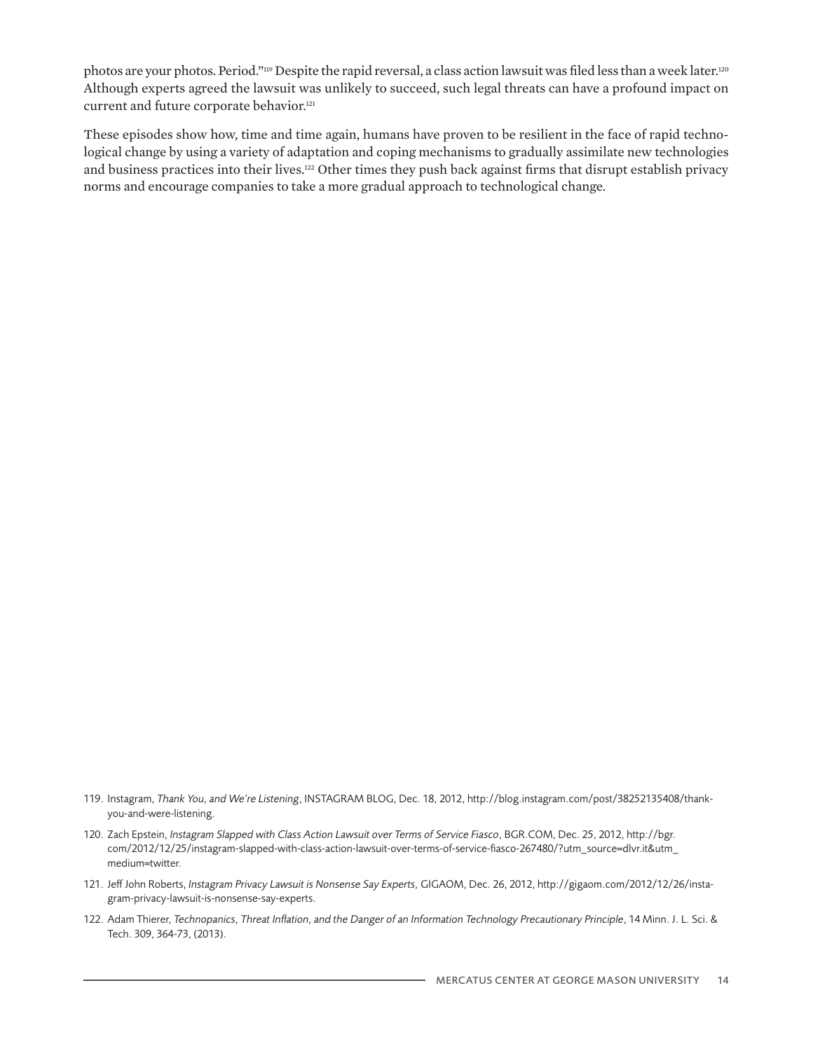photos are your photos. Period."[119] Despite the rapid reversal, a class action lawsuit was filed less than a week later.[120] Although experts agreed the lawsuit was unlikely to succeed, such legal threats can have a profound impact on current and future corporate behavior.[121]

These episodes show how, time and time again, humans have proven to be resilient in the face of rapid technological change by using a variety of adaptation and coping mechanisms to gradually assimilate new technologies and business practices into their lives.[122] Other times they push back against firms that disrupt establish privacy norms and encourage companies to take a more gradual approach to technological change.

119. Instagram, *Thank You, and We're Listening*, INSTAGRAM BLOG, Dec. 18, 2012, http://blog.instagram.com/post/38252135408/thank-you-and-were-listening.

120. Zach Epstein, *Instagram Slapped with Class Action Lawsuit over Terms of Service Fiasco*, BGR.COM, Dec. 25, 2012, http://bgr.com/2012/12/25/instagram-slapped-with-class-action-lawsuit-over-terms-of-service-fiasco-267480/?utm_source=dlvr.it&utm_medium=twitter.

121. Jeff John Roberts, *Instagram Privacy Lawsuit is Nonsense Say Experts*, GIGAOM, Dec. 26, 2012, http://gigaom.com/2012/12/26/instagram-privacy-lawsuit-is-nonsense-say-experts.

122. Adam Thierer, *Technopanics, Threat Inflation, and the Danger of an Information Technology Precautionary Principle*, 14 Minn. J. L. Sci. & Tech. 309, 364-73, (2013).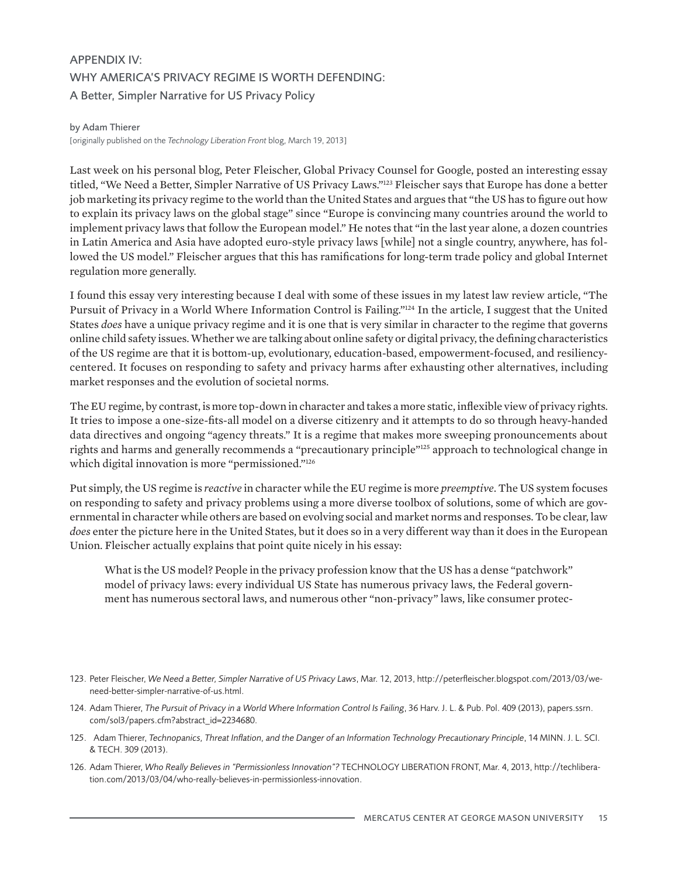## APPENDIX IV: WHY AMERICA'S PRIVACY REGIME IS WORTH DEFENDING: A Better, Simpler Narrative for US Privacy Policy

by Adam Thierer

[originally published on the *Technology Liberation Front* blog, March 19, 2013]

Last week on his personal blog, Peter Fleischer, Global Privacy Counsel for Google, posted an interesting essay titled, "We Need a Better, Simpler Narrative of US Privacy Laws."[123] Fleischer says that Europe has done a better job marketing its privacy regime to the world than the United States and argues that "the US has to figure out how to explain its privacy laws on the global stage" since "Europe is convincing many countries around the world to implement privacy laws that follow the European model." He notes that "in the last year alone, a dozen countries in Latin America and Asia have adopted euro-style privacy laws [while] not a single country, anywhere, has followed the US model." Fleischer argues that this has ramifications for long-term trade policy and global Internet regulation more generally.

I found this essay very interesting because I deal with some of these issues in my latest law review article, "The Pursuit of Privacy in a World Where Information Control is Failing."[124] In the article, I suggest that the United States *does* have a unique privacy regime and it is one that is very similar in character to the regime that governs online child safety issues. Whether we are talking about online safety or digital privacy, the defining characteristics of the US regime are that it is bottom-up, evolutionary, education-based, empowerment-focused, and resiliency-centered. It focuses on responding to safety and privacy harms after exhausting other alternatives, including market responses and the evolution of societal norms.

The EU regime, by contrast, is more top-down in character and takes a more static, inflexible view of privacy rights. It tries to impose a one-size-fits-all model on a diverse citizenry and it attempts to do so through heavy-handed data directives and ongoing "agency threats." It is a regime that makes more sweeping pronouncements about rights and harms and generally recommends a "precautionary principle"[125] approach to technological change in which digital innovation is more "permissioned."[126]

Put simply, the US regime is *reactive* in character while the EU regime is more *preemptive*. The US system focuses on responding to safety and privacy problems using a more diverse toolbox of solutions, some of which are governmental in character while others are based on evolving social and market norms and responses. To be clear, law *does* enter the picture here in the United States, but it does so in a very different way than it does in the European Union. Fleischer actually explains that point quite nicely in his essay:

> What is the US model? People in the privacy profession know that the US has a dense "patchwork" model of privacy laws: every individual US State has numerous privacy laws, the Federal government has numerous sectoral laws, and numerous other "non-privacy" laws, like consumer protec-

123. Peter Fleischer, *We Need a Better, Simpler Narrative of US Privacy Laws*, Mar. 12, 2013, http://peterfleischer.blogspot.com/2013/03/we-need-better-simpler-narrative-of-us.html.

124. Adam Thierer, *The Pursuit of Privacy in a World Where Information Control Is Failing*, 36 Harv. J. L. & Pub. Pol. 409 (2013), papers.ssrn.com/sol3/papers.cfm?abstract_id=2234680.

125. Adam Thierer, *Technopanics, Threat Inflation, and the Danger of an Information Technology Precautionary Principle*, 14 MINN. J. L. SCI. & TECH. 309 (2013).

126. Adam Thierer, *Who Really Believes in "Permissionless Innovation"?* TECHNOLOGY LIBERATION FRONT, Mar. 4, 2013, http://techliberation.com/2013/03/04/who-really-believes-in-permissionless-innovation.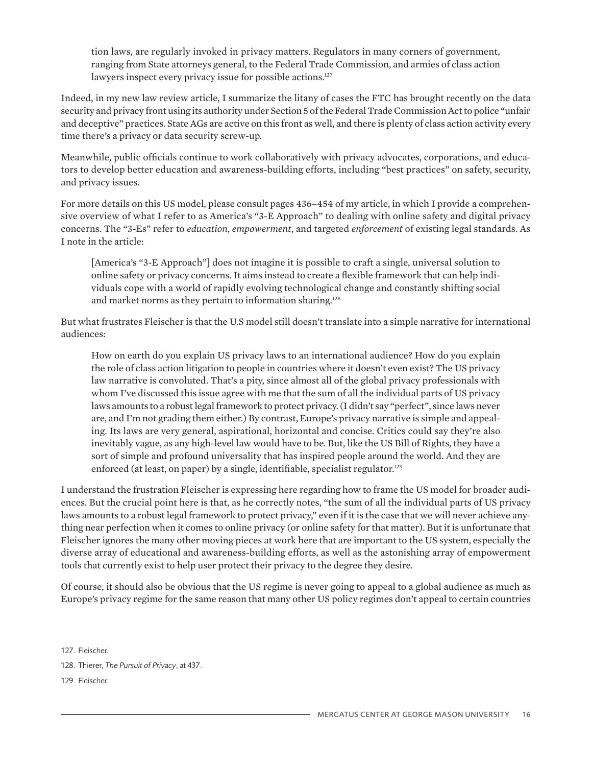> tion laws, are regularly invoked in privacy matters. Regulators in many corners of government, ranging from State attorneys general, to the Federal Trade Commission, and armies of class action lawyers inspect every privacy issue for possible actions.[127]

Indeed, in my new law review article, I summarize the litany of cases the FTC has brought recently on the data security and privacy front using its authority under Section 5 of the Federal Trade Commission Act to police "unfair and deceptive" practices. State AGs are active on this front as well, and there is plenty of class action activity every time there's a privacy or data security screw-up.

Meanwhile, public officials continue to work collaboratively with privacy advocates, corporations, and educators to develop better education and awareness-building efforts, including "best practices" on safety, security, and privacy issues.

For more details on this US model, please consult pages 436–454 of my article, in which I provide a comprehensive overview of what I refer to as America's "3-E Approach" to dealing with online safety and digital privacy concerns. The "3-Es" refer to *education*, *empowerment*, and targeted *enforcement* of existing legal standards. As I note in the article:

> [America's "3-E Approach"] does not imagine it is possible to craft a single, universal solution to online safety or privacy concerns. It aims instead to create a flexible framework that can help individuals cope with a world of rapidly evolving technological change and constantly shifting social and market norms as they pertain to information sharing.[128]

But what frustrates Fleischer is that the U.S model still doesn't translate into a simple narrative for international audiences:

> How on earth do you explain US privacy laws to an international audience? How do you explain the role of class action litigation to people in countries where it doesn't even exist? The US privacy law narrative is convoluted. That's a pity, since almost all of the global privacy professionals with whom I've discussed this issue agree with me that the sum of all the individual parts of US privacy laws amounts to a robust legal framework to protect privacy. (I didn't say "perfect", since laws never are, and I'm not grading them either.) By contrast, Europe's privacy narrative is simple and appealing. Its laws are very general, aspirational, horizontal and concise. Critics could say they're also inevitably vague, as any high-level law would have to be. But, like the US Bill of Rights, they have a sort of simple and profound universality that has inspired people around the world. And they are enforced (at least, on paper) by a single, identifiable, specialist regulator.[129]

I understand the frustration Fleischer is expressing here regarding how to frame the US model for broader audiences. But the crucial point here is that, as he correctly notes, "the sum of all the individual parts of US privacy laws amounts to a robust legal framework to protect privacy," even if it is the case that we will never achieve anything near perfection when it comes to online privacy (or online safety for that matter). But it is unfortunate that Fleischer ignores the many other moving pieces at work here that are important to the US system, especially the diverse array of educational and awareness-building efforts, as well as the astonishing array of empowerment tools that currently exist to help user protect their privacy to the degree they desire.

Of course, it should also be obvious that the US regime is never going to appeal to a global audience as much as Europe's privacy regime for the same reason that many other US policy regimes don't appeal to certain countries

127. Fleischer.

128. Thierer, *The Pursuit of Privacy*, at 437.

129. Fleischer.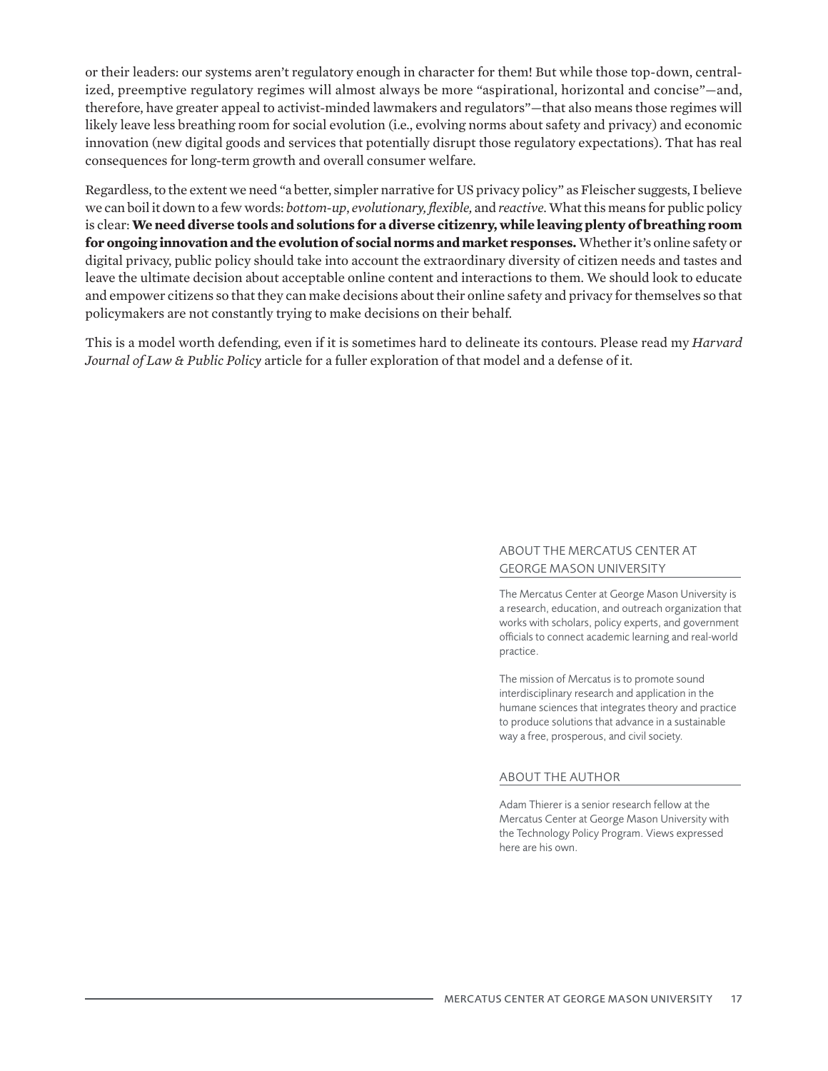or their leaders: our systems aren't regulatory enough in character for them! But while those top-down, centralized, preemptive regulatory regimes will almost always be more "aspirational, horizontal and concise"—and, therefore, have greater appeal to activist-minded lawmakers and regulators"—that also means those regimes will likely leave less breathing room for social evolution (i.e., evolving norms about safety and privacy) and economic innovation (new digital goods and services that potentially disrupt those regulatory expectations). That has real consequences for long-term growth and overall consumer welfare.

Regardless, to the extent we need "a better, simpler narrative for US privacy policy" as Fleischer suggests, I believe we can boil it down to a few words: *bottom-up*, *evolutionary, flexible,* and *reactive*. What this means for public policy is clear: **We need diverse tools and solutions for a diverse citizenry, while leaving plenty of breathing room for ongoing innovation and the evolution of social norms and market responses.** Whether it's online safety or digital privacy, public policy should take into account the extraordinary diversity of citizen needs and tastes and leave the ultimate decision about acceptable online content and interactions to them. We should look to educate and empower citizens so that they can make decisions about their online safety and privacy for themselves so that policymakers are not constantly trying to make decisions on their behalf.

This is a model worth defending, even if it is sometimes hard to delineate its contours. Please read my *Harvard Journal of Law & Public Policy* article for a fuller exploration of that model and a defense of it.

## ABOUT THE MERCATUS CENTER AT GEORGE MASON UNIVERSITY

The Mercatus Center at George Mason University is a research, education, and outreach organization that works with scholars, policy experts, and government officials to connect academic learning and real-world practice.

The mission of Mercatus is to promote sound interdisciplinary research and application in the humane sciences that integrates theory and practice to produce solutions that advance in a sustainable way a free, prosperous, and civil society.

## ABOUT THE AUTHOR

Adam Thierer is a senior research fellow at the Mercatus Center at George Mason University with the Technology Policy Program. Views expressed here are his own.